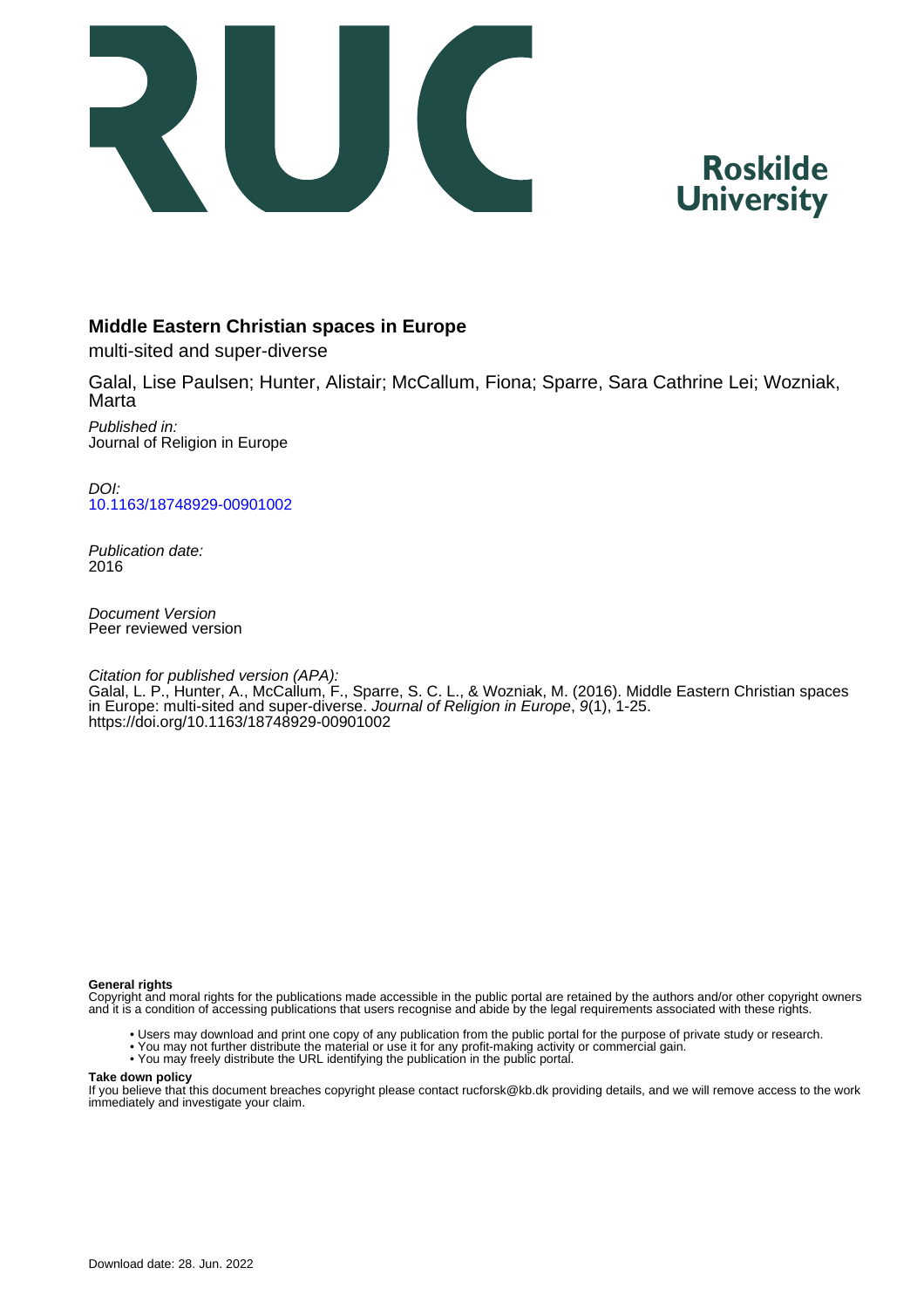# Middle Eastern Christian spaces in Europe

multi-sited and super-diverse

Galal, Lise Paulsen; Hunter, Alistair; McCallum, Fiona; Sparre, Sara Cathrine Lei; Wozniak, Marta

*Published in:*
Journal of Religion in Europe

*DOI:*
10.1163/18748929-00901002

*Publication date:*
2016

*Document Version*
Peer reviewed version

*Citation for published version (APA):*
Galal, L. P., Hunter, A., McCallum, F., Sparre, S. C. L., & Wozniak, M. (2016). Middle Eastern Christian spaces in Europe: multi-sited and super-diverse. *Journal of Religion in Europe*, *9*(1), 1-25. https://doi.org/10.1163/18748929-00901002

**General rights**
Copyright and moral rights for the publications made accessible in the public portal are retained by the authors and/or other copyright owners and it is a condition of accessing publications that users recognise and abide by the legal requirements associated with these rights.

- Users may download and print one copy of any publication from the public portal for the purpose of private study or research.
- You may not further distribute the material or use it for any profit-making activity or commercial gain.
- You may freely distribute the URL identifying the publication in the public portal.

**Take down policy**
If you believe that this document breaches copyright please contact rucforsk@kb.dk providing details, and we will remove access to the work immediately and investigate your claim.

Download date: 28. Jun. 2022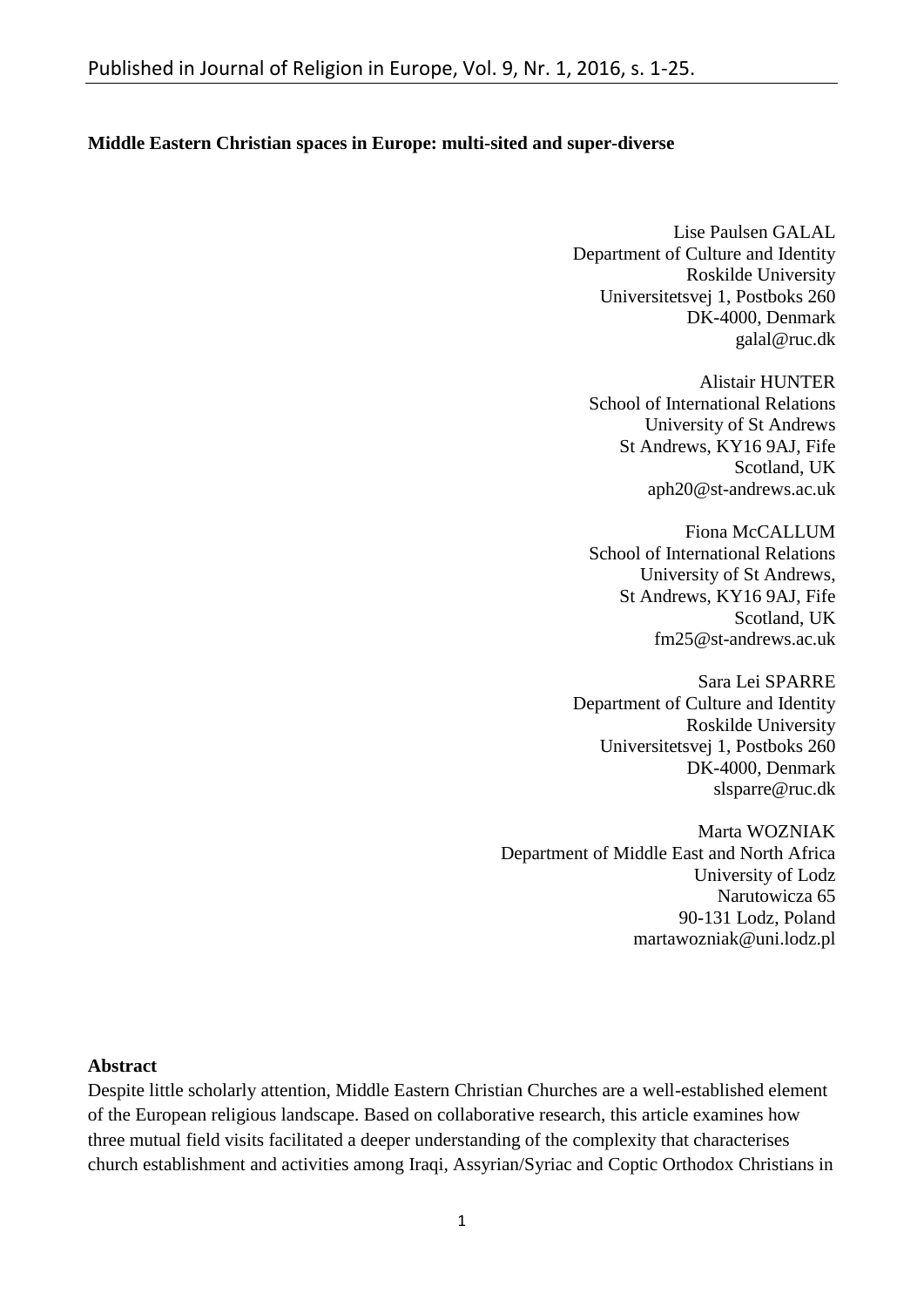**Middle Eastern Christian spaces in Europe: multi-sited and super-diverse**

Lise Paulsen GALAL
Department of Culture and Identity
Roskilde University
Universitetsvej 1, Postboks 260
DK-4000, Denmark
galal@ruc.dk

Alistair HUNTER
School of International Relations
University of St Andrews
St Andrews, KY16 9AJ, Fife
Scotland, UK
aph20@st-andrews.ac.uk

Fiona McCALLUM
School of International Relations
University of St Andrews,
St Andrews, KY16 9AJ, Fife
Scotland, UK
fm25@st-andrews.ac.uk

Sara Lei SPARRE
Department of Culture and Identity
Roskilde University
Universitetsvej 1, Postboks 260
DK-4000, Denmark
slsparre@ruc.dk

Marta WOZNIAK
Department of Middle East and North Africa
University of Lodz
Narutowicza 65
90-131 Lodz, Poland
martawozniak@uni.lodz.pl

**Abstract**

Despite little scholarly attention, Middle Eastern Christian Churches are a well-established element of the European religious landscape. Based on collaborative research, this article examines how three mutual field visits facilitated a deeper understanding of the complexity that characterises church establishment and activities among Iraqi, Assyrian/Syriac and Coptic Orthodox Christians in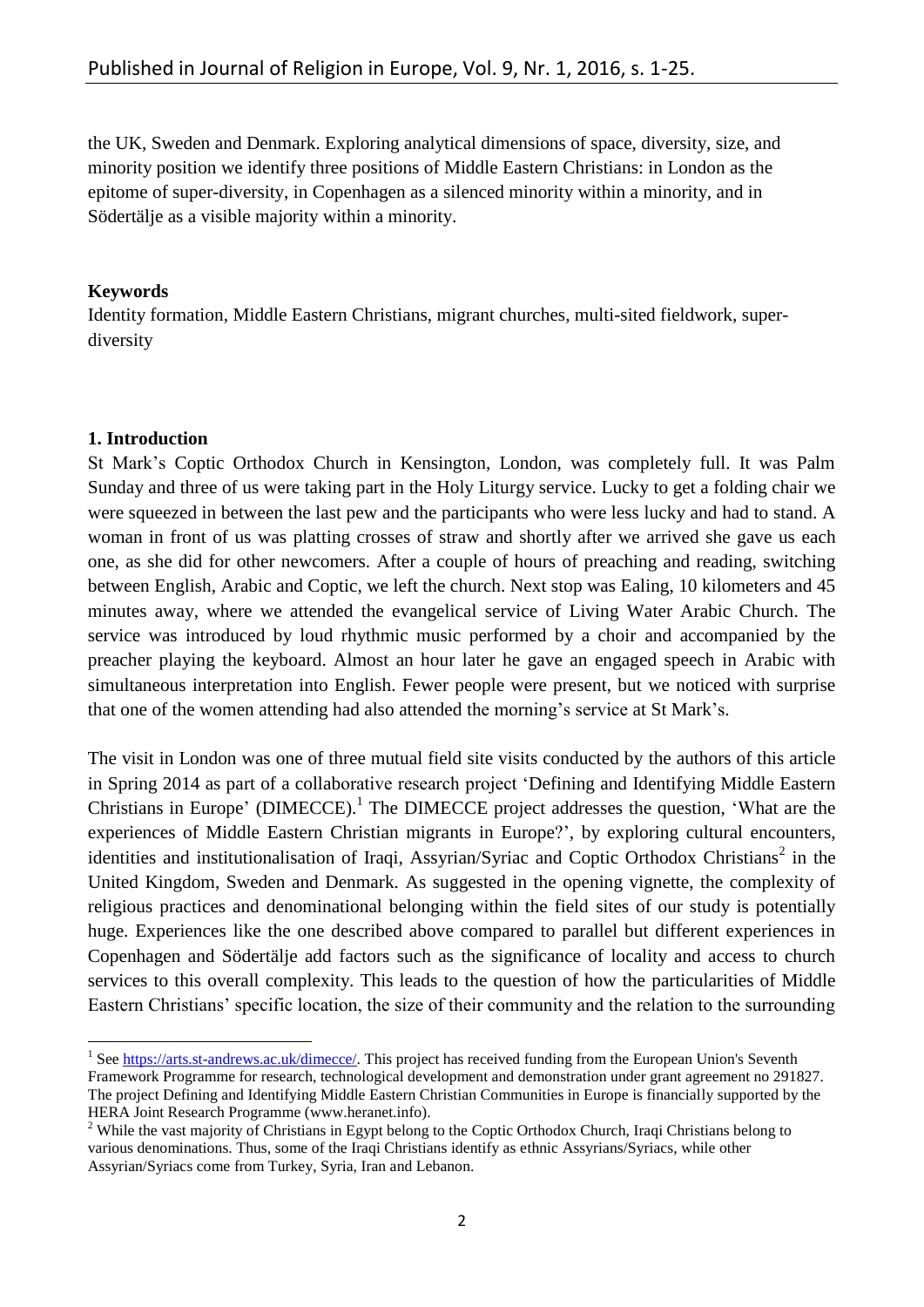the UK, Sweden and Denmark. Exploring analytical dimensions of space, diversity, size, and minority position we identify three positions of Middle Eastern Christians: in London as the epitome of super-diversity, in Copenhagen as a silenced minority within a minority, and in Södertälje as a visible majority within a minority.

**Keywords**

Identity formation, Middle Eastern Christians, migrant churches, multi-sited fieldwork, super-diversity

## 1. Introduction

St Mark's Coptic Orthodox Church in Kensington, London, was completely full. It was Palm Sunday and three of us were taking part in the Holy Liturgy service. Lucky to get a folding chair we were squeezed in between the last pew and the participants who were less lucky and had to stand. A woman in front of us was platting crosses of straw and shortly after we arrived she gave us each one, as she did for other newcomers. After a couple of hours of preaching and reading, switching between English, Arabic and Coptic, we left the church. Next stop was Ealing, 10 kilometers and 45 minutes away, where we attended the evangelical service of Living Water Arabic Church. The service was introduced by loud rhythmic music performed by a choir and accompanied by the preacher playing the keyboard. Almost an hour later he gave an engaged speech in Arabic with simultaneous interpretation into English. Fewer people were present, but we noticed with surprise that one of the women attending had also attended the morning's service at St Mark's.

The visit in London was one of three mutual field site visits conducted by the authors of this article in Spring 2014 as part of a collaborative research project 'Defining and Identifying Middle Eastern Christians in Europe' (DIMECCE).[1] The DIMECCE project addresses the question, 'What are the experiences of Middle Eastern Christian migrants in Europe?', by exploring cultural encounters, identities and institutionalisation of Iraqi, Assyrian/Syriac and Coptic Orthodox Christians[2] in the United Kingdom, Sweden and Denmark. As suggested in the opening vignette, the complexity of religious practices and denominational belonging within the field sites of our study is potentially huge. Experiences like the one described above compared to parallel but different experiences in Copenhagen and Södertälje add factors such as the significance of locality and access to church services to this overall complexity. This leads to the question of how the particularities of Middle Eastern Christians' specific location, the size of their community and the relation to the surrounding

[1] See https://arts.st-andrews.ac.uk/dimecce/. This project has received funding from the European Union's Seventh Framework Programme for research, technological development and demonstration under grant agreement no 291827. The project Defining and Identifying Middle Eastern Christian Communities in Europe is financially supported by the HERA Joint Research Programme (www.heranet.info).

[2] While the vast majority of Christians in Egypt belong to the Coptic Orthodox Church, Iraqi Christians belong to various denominations. Thus, some of the Iraqi Christians identify as ethnic Assyrians/Syriacs, while other Assyrian/Syriacs come from Turkey, Syria, Iran and Lebanon.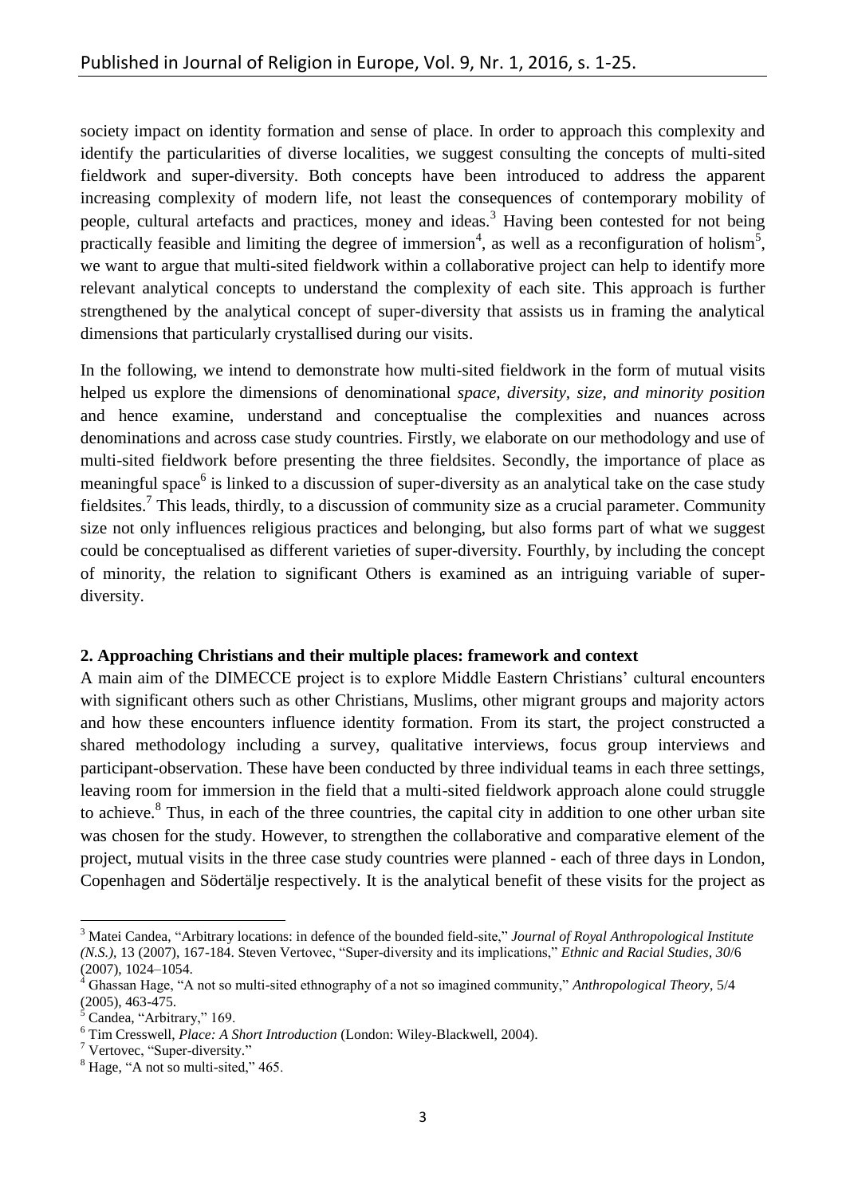society impact on identity formation and sense of place. In order to approach this complexity and identify the particularities of diverse localities, we suggest consulting the concepts of multi-sited fieldwork and super-diversity. Both concepts have been introduced to address the apparent increasing complexity of modern life, not least the consequences of contemporary mobility of people, cultural artefacts and practices, money and ideas.[3] Having been contested for not being practically feasible and limiting the degree of immersion[4], as well as a reconfiguration of holism[5], we want to argue that multi-sited fieldwork within a collaborative project can help to identify more relevant analytical concepts to understand the complexity of each site. This approach is further strengthened by the analytical concept of super-diversity that assists us in framing the analytical dimensions that particularly crystallised during our visits.

In the following, we intend to demonstrate how multi-sited fieldwork in the form of mutual visits helped us explore the dimensions of denominational *space, diversity, size, and minority position* and hence examine, understand and conceptualise the complexities and nuances across denominations and across case study countries. Firstly, we elaborate on our methodology and use of multi-sited fieldwork before presenting the three fieldsites. Secondly, the importance of place as meaningful space[6] is linked to a discussion of super-diversity as an analytical take on the case study fieldsites.[7] This leads, thirdly, to a discussion of community size as a crucial parameter. Community size not only influences religious practices and belonging, but also forms part of what we suggest could be conceptualised as different varieties of super-diversity. Fourthly, by including the concept of minority, the relation to significant Others is examined as an intriguing variable of super-diversity.

## 2. Approaching Christians and their multiple places: framework and context

A main aim of the DIMECCE project is to explore Middle Eastern Christians' cultural encounters with significant others such as other Christians, Muslims, other migrant groups and majority actors and how these encounters influence identity formation. From its start, the project constructed a shared methodology including a survey, qualitative interviews, focus group interviews and participant-observation. These have been conducted by three individual teams in each three settings, leaving room for immersion in the field that a multi-sited fieldwork approach alone could struggle to achieve.[8] Thus, in each of the three countries, the capital city in addition to one other urban site was chosen for the study. However, to strengthen the collaborative and comparative element of the project, mutual visits in the three case study countries were planned - each of three days in London, Copenhagen and Södertälje respectively. It is the analytical benefit of these visits for the project as

---

[3] Matei Candea, "Arbitrary locations: in defence of the bounded field-site," *Journal of Royal Anthropological Institute (N.S.)*, 13 (2007), 167-184. Steven Vertovec, "Super-diversity and its implications," *Ethnic and Racial Studies, 30*/6 (2007), 1024–1054.

[4] Ghassan Hage, "A not so multi-sited ethnography of a not so imagined community," *Anthropological Theory*, 5/4 (2005), 463-475.

[5] Candea, "Arbitrary," 169.

[6] Tim Cresswell, *Place: A Short Introduction* (London: Wiley-Blackwell, 2004).

[7] Vertovec, "Super-diversity."

[8] Hage, "A not so multi-sited," 465.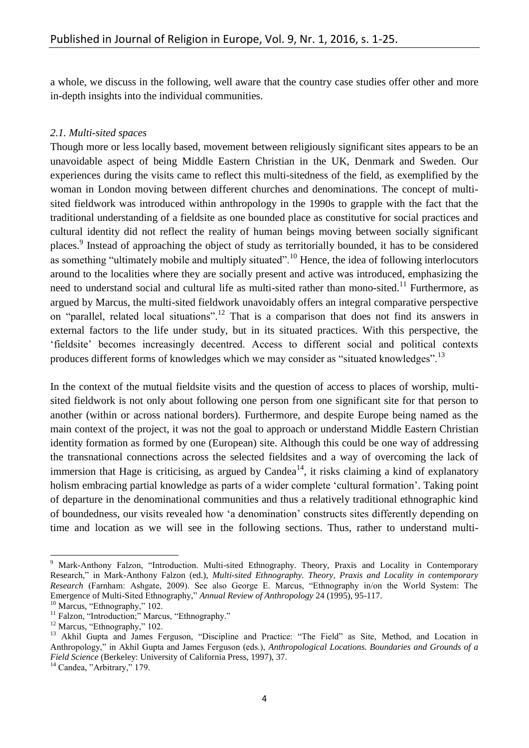a whole, we discuss in the following, well aware that the country case studies offer other and more in-depth insights into the individual communities.

### *2.1. Multi-sited spaces*

Though more or less locally based, movement between religiously significant sites appears to be an unavoidable aspect of being Middle Eastern Christian in the UK, Denmark and Sweden. Our experiences during the visits came to reflect this multi-sitedness of the field, as exemplified by the woman in London moving between different churches and denominations. The concept of multi-sited fieldwork was introduced within anthropology in the 1990s to grapple with the fact that the traditional understanding of a fieldsite as one bounded place as constitutive for social practices and cultural identity did not reflect the reality of human beings moving between socially significant places.[9] Instead of approaching the object of study as territorially bounded, it has to be considered as something "ultimately mobile and multiply situated".[10] Hence, the idea of following interlocutors around to the localities where they are socially present and active was introduced, emphasizing the need to understand social and cultural life as multi-sited rather than mono-sited.[11] Furthermore, as argued by Marcus, the multi-sited fieldwork unavoidably offers an integral comparative perspective on "parallel, related local situations".[12] That is a comparison that does not find its answers in external factors to the life under study, but in its situated practices. With this perspective, the 'fieldsite' becomes increasingly decentred. Access to different social and political contexts produces different forms of knowledges which we may consider as "situated knowledges".[13]

In the context of the mutual fieldsite visits and the question of access to places of worship, multi-sited fieldwork is not only about following one person from one significant site for that person to another (within or across national borders). Furthermore, and despite Europe being named as the main context of the project, it was not the goal to approach or understand Middle Eastern Christian identity formation as formed by one (European) site. Although this could be one way of addressing the transnational connections across the selected fieldsites and a way of overcoming the lack of immersion that Hage is criticising, as argued by Candea[14], it risks claiming a kind of explanatory holism embracing partial knowledge as parts of a wider complete 'cultural formation'. Taking point of departure in the denominational communities and thus a relatively traditional ethnographic kind of boundedness, our visits revealed how 'a denomination' constructs sites differently depending on time and location as we will see in the following sections. Thus, rather to understand multi-

---

[9] Mark-Anthony Falzon, "Introduction. Multi-sited Ethnography. Theory, Praxis and Locality in Contemporary Research," in Mark-Anthony Falzon (ed.), *Multi-sited Ethnography. Theory, Praxis and Locality in contemporary Research* (Farnham: Ashgate, 2009). See also George E. Marcus, "Ethnography in/on the World System: The Emergence of Multi-Sited Ethnography," *Annual Review of Anthropology* 24 (1995), 95-117.

[10] Marcus, "Ethnography," 102.

[11] Falzon, "Introduction;" Marcus, "Ethnography."

[12] Marcus, "Ethnography," 102.

[13] Akhil Gupta and James Ferguson, "Discipline and Practice: "The Field" as Site, Method, and Location in Anthropology," in Akhil Gupta and James Ferguson (eds.), *Anthropological Locations. Boundaries and Grounds of a Field Science* (Berkeley: University of California Press, 1997), 37.

[14] Candea, "Arbitrary," 179.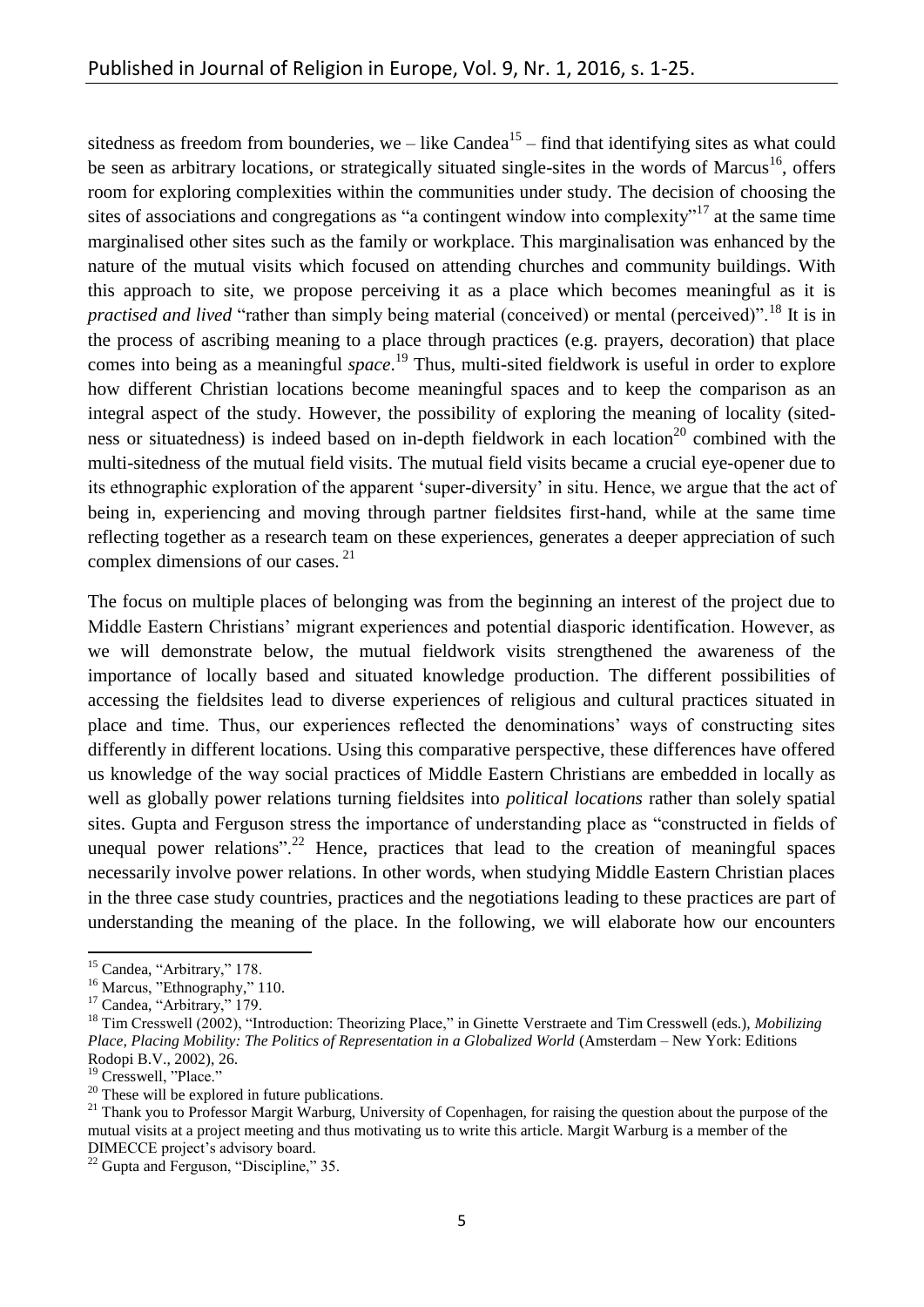sitedness as freedom from bounderies, we – like Candea[15] – find that identifying sites as what could be seen as arbitrary locations, or strategically situated single-sites in the words of Marcus[16], offers room for exploring complexities within the communities under study. The decision of choosing the sites of associations and congregations as "a contingent window into complexity"[17] at the same time marginalised other sites such as the family or workplace. This marginalisation was enhanced by the nature of the mutual visits which focused on attending churches and community buildings. With this approach to site, we propose perceiving it as a place which becomes meaningful as it is *practised and lived* "rather than simply being material (conceived) or mental (perceived)".[18] It is in the process of ascribing meaning to a place through practices (e.g. prayers, decoration) that place comes into being as a meaningful *space*.[19] Thus, multi-sited fieldwork is useful in order to explore how different Christian locations become meaningful spaces and to keep the comparison as an integral aspect of the study. However, the possibility of exploring the meaning of locality (sitedness or situatedness) is indeed based on in-depth fieldwork in each location[20] combined with the multi-sitedness of the mutual field visits. The mutual field visits became a crucial eye-opener due to its ethnographic exploration of the apparent 'super-diversity' in situ. Hence, we argue that the act of being in, experiencing and moving through partner fieldsites first-hand, while at the same time reflecting together as a research team on these experiences, generates a deeper appreciation of such complex dimensions of our cases.[21]

The focus on multiple places of belonging was from the beginning an interest of the project due to Middle Eastern Christians' migrant experiences and potential diasporic identification. However, as we will demonstrate below, the mutual fieldwork visits strengthened the awareness of the importance of locally based and situated knowledge production. The different possibilities of accessing the fieldsites lead to diverse experiences of religious and cultural practices situated in place and time. Thus, our experiences reflected the denominations' ways of constructing sites differently in different locations. Using this comparative perspective, these differences have offered us knowledge of the way social practices of Middle Eastern Christians are embedded in locally as well as globally power relations turning fieldsites into *political locations* rather than solely spatial sites. Gupta and Ferguson stress the importance of understanding place as "constructed in fields of unequal power relations".[22] Hence, practices that lead to the creation of meaningful spaces necessarily involve power relations. In other words, when studying Middle Eastern Christian places in the three case study countries, practices and the negotiations leading to these practices are part of understanding the meaning of the place. In the following, we will elaborate how our encounters

---

[15] Candea, "Arbitrary," 178.

[16] Marcus, "Ethnography," 110.

[17] Candea, "Arbitrary," 179.

[18] Tim Cresswell (2002), "Introduction: Theorizing Place," in Ginette Verstraete and Tim Cresswell (eds.), *Mobilizing Place, Placing Mobility: The Politics of Representation in a Globalized World* (Amsterdam – New York: Editions Rodopi B.V., 2002), 26.

[19] Cresswell, "Place."

[20] These will be explored in future publications.

[21] Thank you to Professor Margit Warburg, University of Copenhagen, for raising the question about the purpose of the mutual visits at a project meeting and thus motivating us to write this article. Margit Warburg is a member of the DIMECCE project's advisory board.

[22] Gupta and Ferguson, "Discipline," 35.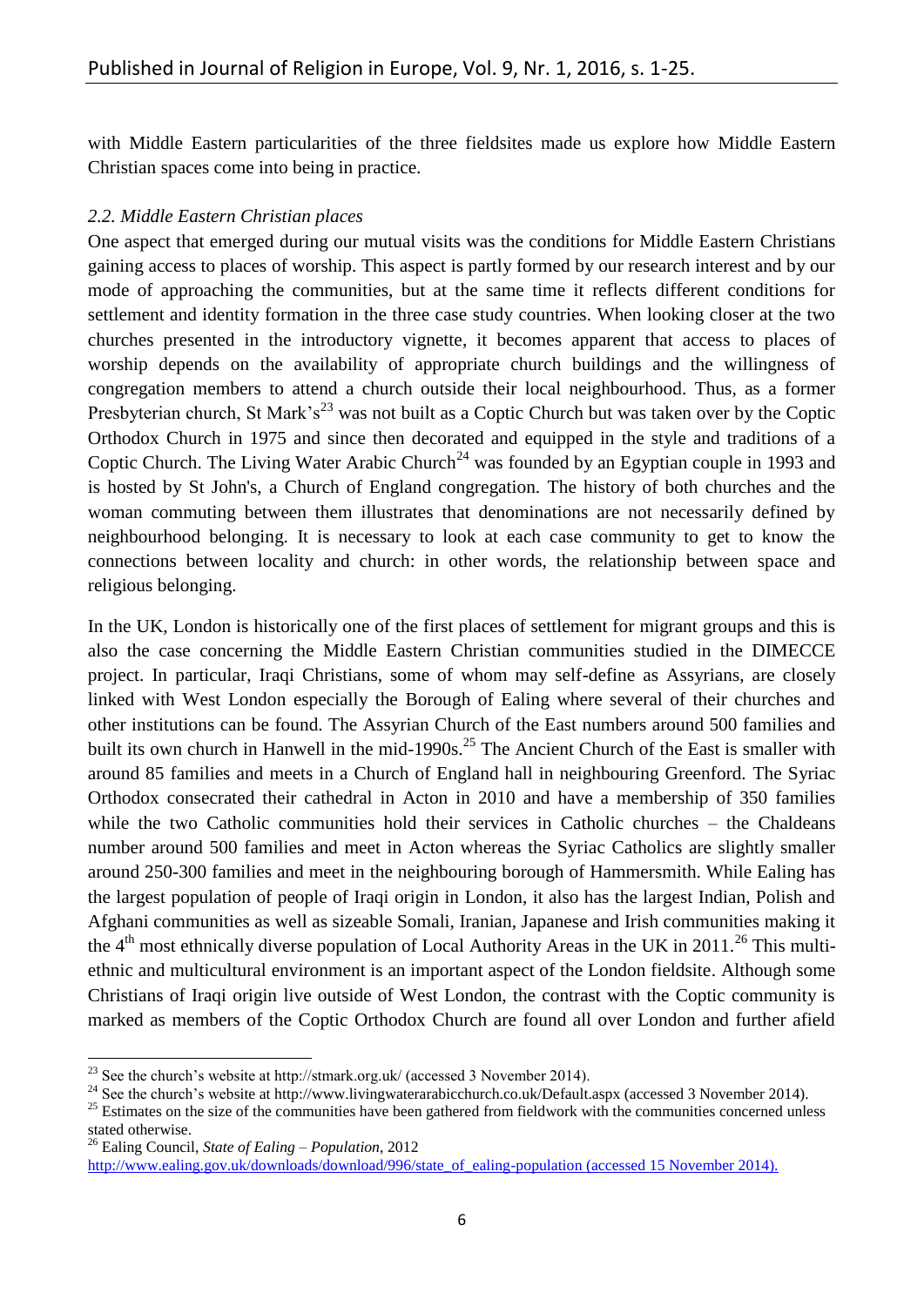with Middle Eastern particularities of the three fieldsites made us explore how Middle Eastern Christian spaces come into being in practice.

### *2.2. Middle Eastern Christian places*

One aspect that emerged during our mutual visits was the conditions for Middle Eastern Christians gaining access to places of worship. This aspect is partly formed by our research interest and by our mode of approaching the communities, but at the same time it reflects different conditions for settlement and identity formation in the three case study countries. When looking closer at the two churches presented in the introductory vignette, it becomes apparent that access to places of worship depends on the availability of appropriate church buildings and the willingness of congregation members to attend a church outside their local neighbourhood. Thus, as a former Presbyterian church, St Mark's[23] was not built as a Coptic Church but was taken over by the Coptic Orthodox Church in 1975 and since then decorated and equipped in the style and traditions of a Coptic Church. The Living Water Arabic Church[24] was founded by an Egyptian couple in 1993 and is hosted by St John's, a Church of England congregation. The history of both churches and the woman commuting between them illustrates that denominations are not necessarily defined by neighbourhood belonging. It is necessary to look at each case community to get to know the connections between locality and church: in other words, the relationship between space and religious belonging.

In the UK, London is historically one of the first places of settlement for migrant groups and this is also the case concerning the Middle Eastern Christian communities studied in the DIMECCE project. In particular, Iraqi Christians, some of whom may self-define as Assyrians, are closely linked with West London especially the Borough of Ealing where several of their churches and other institutions can be found. The Assyrian Church of the East numbers around 500 families and built its own church in Hanwell in the mid-1990s.[25] The Ancient Church of the East is smaller with around 85 families and meets in a Church of England hall in neighbouring Greenford. The Syriac Orthodox consecrated their cathedral in Acton in 2010 and have a membership of 350 families while the two Catholic communities hold their services in Catholic churches – the Chaldeans number around 500 families and meet in Acton whereas the Syriac Catholics are slightly smaller around 250-300 families and meet in the neighbouring borough of Hammersmith. While Ealing has the largest population of people of Iraqi origin in London, it also has the largest Indian, Polish and Afghani communities as well as sizeable Somali, Iranian, Japanese and Irish communities making it the 4th most ethnically diverse population of Local Authority Areas in the UK in 2011.[26] This multi-ethnic and multicultural environment is an important aspect of the London fieldsite. Although some Christians of Iraqi origin live outside of West London, the contrast with the Coptic community is marked as members of the Coptic Orthodox Church are found all over London and further afield

---

[23] See the church's website at http://stmark.org.uk/ (accessed 3 November 2014).

[24] See the church's website at http://www.livingwaterarabicchurch.co.uk/Default.aspx (accessed 3 November 2014).

[25] Estimates on the size of the communities have been gathered from fieldwork with the communities concerned unless stated otherwise.

[26] Ealing Council, *State of Ealing – Population*, 2012 http://www.ealing.gov.uk/downloads/download/996/state_of_ealing-population (accessed 15 November 2014).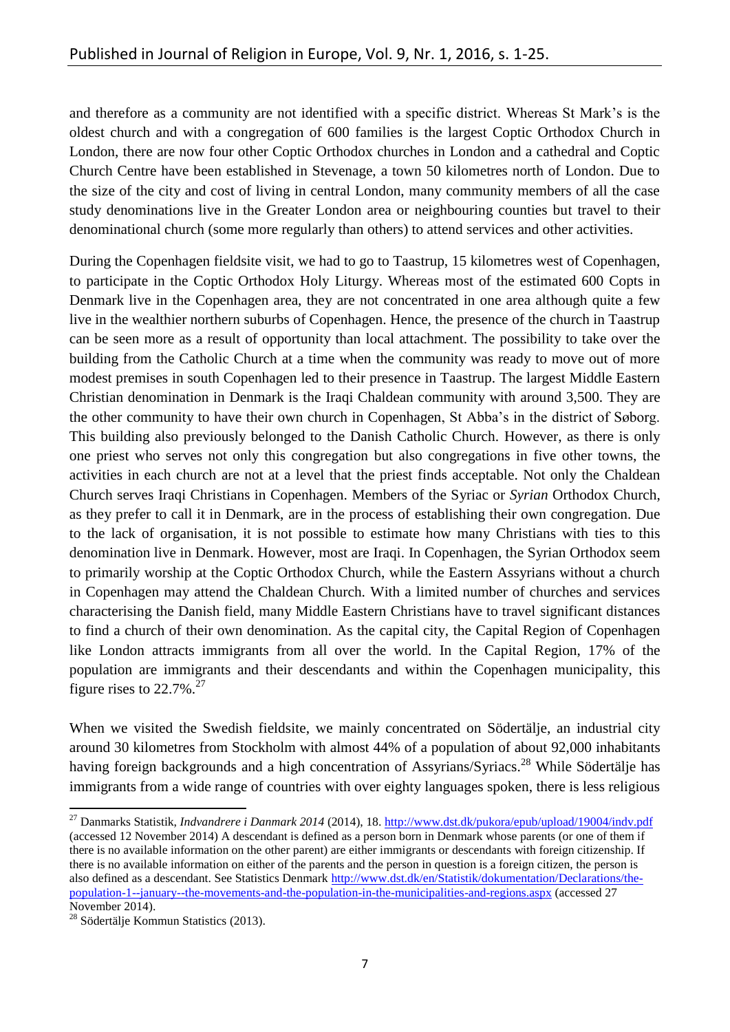and therefore as a community are not identified with a specific district. Whereas St Mark's is the oldest church and with a congregation of 600 families is the largest Coptic Orthodox Church in London, there are now four other Coptic Orthodox churches in London and a cathedral and Coptic Church Centre have been established in Stevenage, a town 50 kilometres north of London. Due to the size of the city and cost of living in central London, many community members of all the case study denominations live in the Greater London area or neighbouring counties but travel to their denominational church (some more regularly than others) to attend services and other activities.

During the Copenhagen fieldsite visit, we had to go to Taastrup, 15 kilometres west of Copenhagen, to participate in the Coptic Orthodox Holy Liturgy. Whereas most of the estimated 600 Copts in Denmark live in the Copenhagen area, they are not concentrated in one area although quite a few live in the wealthier northern suburbs of Copenhagen. Hence, the presence of the church in Taastrup can be seen more as a result of opportunity than local attachment. The possibility to take over the building from the Catholic Church at a time when the community was ready to move out of more modest premises in south Copenhagen led to their presence in Taastrup. The largest Middle Eastern Christian denomination in Denmark is the Iraqi Chaldean community with around 3,500. They are the other community to have their own church in Copenhagen, St Abba's in the district of Søborg. This building also previously belonged to the Danish Catholic Church. However, as there is only one priest who serves not only this congregation but also congregations in five other towns, the activities in each church are not at a level that the priest finds acceptable. Not only the Chaldean Church serves Iraqi Christians in Copenhagen. Members of the Syriac or *Syrian* Orthodox Church, as they prefer to call it in Denmark, are in the process of establishing their own congregation. Due to the lack of organisation, it is not possible to estimate how many Christians with ties to this denomination live in Denmark. However, most are Iraqi. In Copenhagen, the Syrian Orthodox seem to primarily worship at the Coptic Orthodox Church, while the Eastern Assyrians without a church in Copenhagen may attend the Chaldean Church. With a limited number of churches and services characterising the Danish field, many Middle Eastern Christians have to travel significant distances to find a church of their own denomination. As the capital city, the Capital Region of Copenhagen like London attracts immigrants from all over the world. In the Capital Region, 17% of the population are immigrants and their descendants and within the Copenhagen municipality, this figure rises to 22.7%.[27]

When we visited the Swedish fieldsite, we mainly concentrated on Södertälje, an industrial city around 30 kilometres from Stockholm with almost 44% of a population of about 92,000 inhabitants having foreign backgrounds and a high concentration of Assyrians/Syriacs.[28] While Södertälje has immigrants from a wide range of countries with over eighty languages spoken, there is less religious

---

[27] Danmarks Statistik, *Indvandrere i Danmark 2014* (2014), 18. http://www.dst.dk/pukora/epub/upload/19004/indv.pdf (accessed 12 November 2014) A descendant is defined as a person born in Denmark whose parents (or one of them if there is no available information on the other parent) are either immigrants or descendants with foreign citizenship. If there is no available information on either of the parents and the person in question is a foreign citizen, the person is also defined as a descendant. See Statistics Denmark http://www.dst.dk/en/Statistik/dokumentation/Declarations/the-population-1--january--the-movements-and-the-population-in-the-municipalities-and-regions.aspx (accessed 27 November 2014).

[28] Södertälje Kommun Statistics (2013).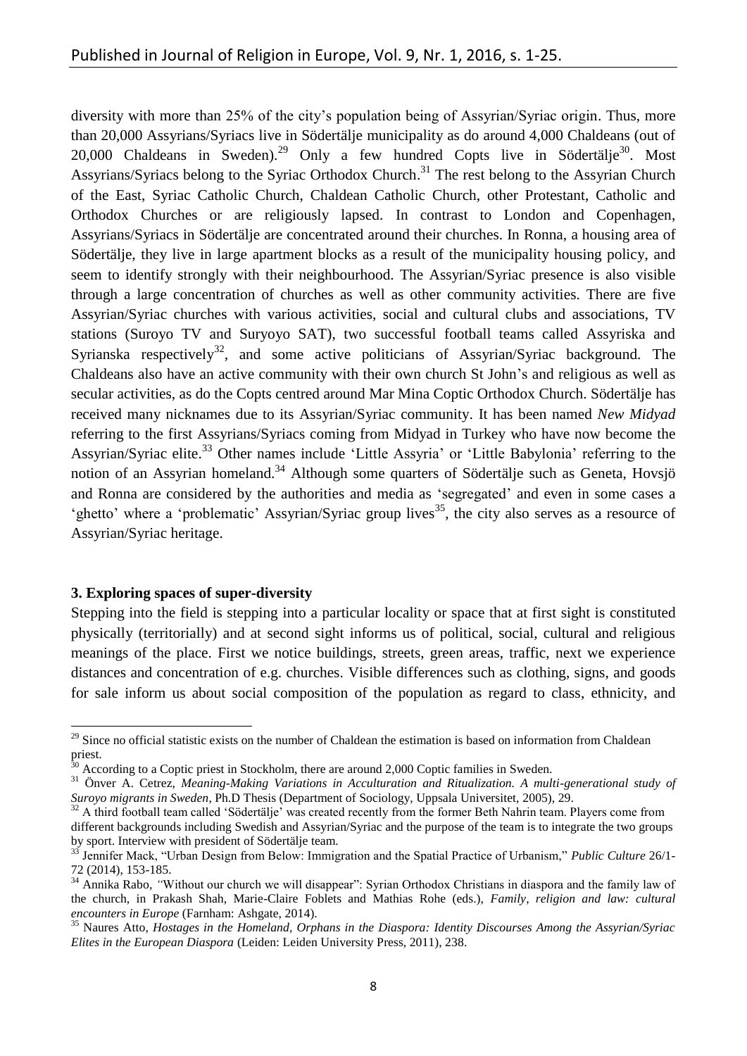diversity with more than 25% of the city's population being of Assyrian/Syriac origin. Thus, more than 20,000 Assyrians/Syriacs live in Södertälje municipality as do around 4,000 Chaldeans (out of 20,000 Chaldeans in Sweden).[29] Only a few hundred Copts live in Södertälje[30]. Most Assyrians/Syriacs belong to the Syriac Orthodox Church.[31] The rest belong to the Assyrian Church of the East, Syriac Catholic Church, Chaldean Catholic Church, other Protestant, Catholic and Orthodox Churches or are religiously lapsed. In contrast to London and Copenhagen, Assyrians/Syriacs in Södertälje are concentrated around their churches. In Ronna, a housing area of Södertälje, they live in large apartment blocks as a result of the municipality housing policy, and seem to identify strongly with their neighbourhood. The Assyrian/Syriac presence is also visible through a large concentration of churches as well as other community activities. There are five Assyrian/Syriac churches with various activities, social and cultural clubs and associations, TV stations (Suroyo TV and Suryoyo SAT), two successful football teams called Assyriska and Syrianska respectively[32], and some active politicians of Assyrian/Syriac background. The Chaldeans also have an active community with their own church St John's and religious as well as secular activities, as do the Copts centred around Mar Mina Coptic Orthodox Church. Södertälje has received many nicknames due to its Assyrian/Syriac community. It has been named *New Midyad* referring to the first Assyrians/Syriacs coming from Midyad in Turkey who have now become the Assyrian/Syriac elite.[33] Other names include 'Little Assyria' or 'Little Babylonia' referring to the notion of an Assyrian homeland.[34] Although some quarters of Södertälje such as Geneta, Hovsjö and Ronna are considered by the authorities and media as 'segregated' and even in some cases a 'ghetto' where a 'problematic' Assyrian/Syriac group lives[35], the city also serves as a resource of Assyrian/Syriac heritage.

### 3. Exploring spaces of super-diversity

Stepping into the field is stepping into a particular locality or space that at first sight is constituted physically (territorially) and at second sight informs us of political, social, cultural and religious meanings of the place. First we notice buildings, streets, green areas, traffic, next we experience distances and concentration of e.g. churches. Visible differences such as clothing, signs, and goods for sale inform us about social composition of the population as regard to class, ethnicity, and

---

[29] Since no official statistic exists on the number of Chaldean the estimation is based on information from Chaldean priest.

[30] According to a Coptic priest in Stockholm, there are around 2,000 Coptic families in Sweden.

[31] Önver A. Cetrez, *Meaning-Making Variations in Acculturation and Ritualization. A multi-generational study of Suroyo migrants in Sweden*, Ph.D Thesis (Department of Sociology, Uppsala Universitet, 2005), 29.

[32] A third football team called 'Södertälje' was created recently from the former Beth Nahrin team. Players come from different backgrounds including Swedish and Assyrian/Syriac and the purpose of the team is to integrate the two groups by sport. Interview with president of Södertälje team.

[33] Jennifer Mack, "Urban Design from Below: Immigration and the Spatial Practice of Urbanism," *Public Culture* 26/1-72 (2014), 153-185.

[34] Annika Rabo, "Without our church we will disappear": Syrian Orthodox Christians in diaspora and the family law of the church, in Prakash Shah, Marie-Claire Foblets and Mathias Rohe (eds.), *Family, religion and law: cultural encounters in Europe* (Farnham: Ashgate, 2014).

[35] Naures Atto, *Hostages in the Homeland, Orphans in the Diaspora: Identity Discourses Among the Assyrian/Syriac Elites in the European Diaspora* (Leiden: Leiden University Press, 2011), 238.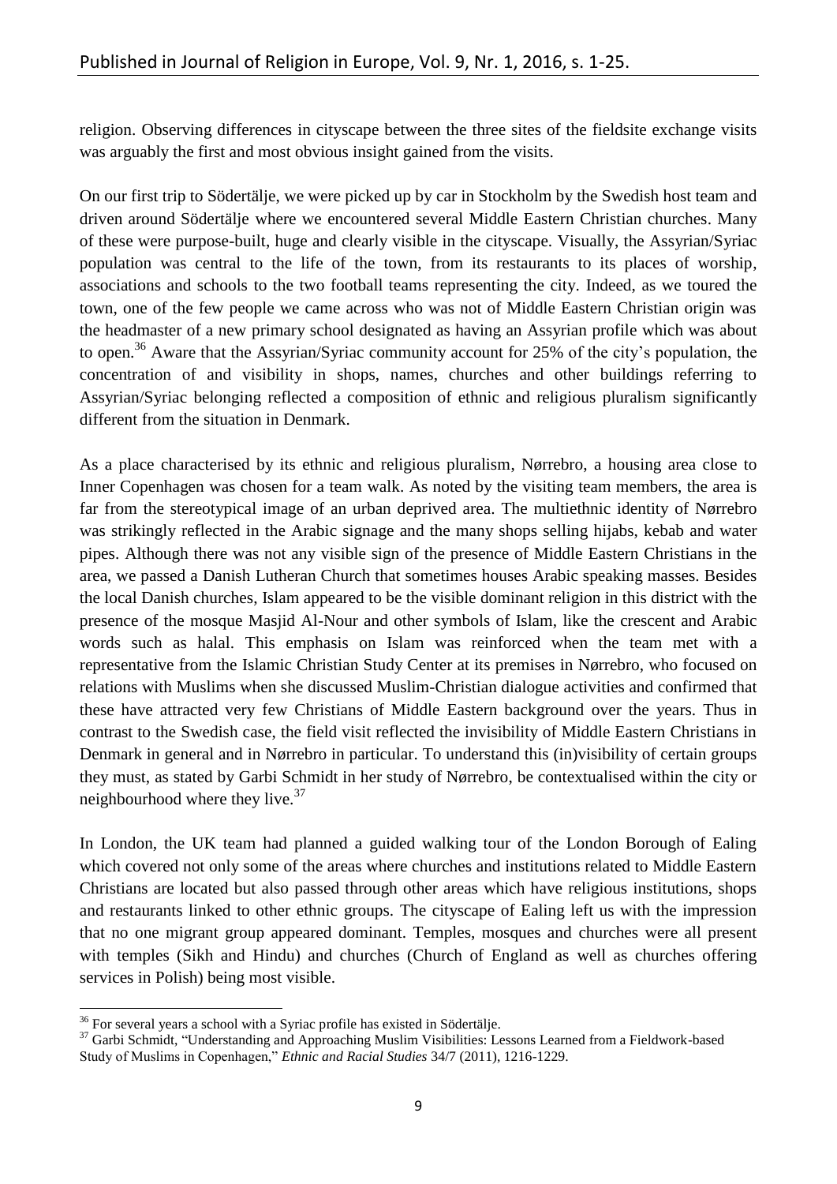religion. Observing differences in cityscape between the three sites of the fieldsite exchange visits was arguably the first and most obvious insight gained from the visits.

On our first trip to Södertälje, we were picked up by car in Stockholm by the Swedish host team and driven around Södertälje where we encountered several Middle Eastern Christian churches. Many of these were purpose-built, huge and clearly visible in the cityscape. Visually, the Assyrian/Syriac population was central to the life of the town, from its restaurants to its places of worship, associations and schools to the two football teams representing the city. Indeed, as we toured the town, one of the few people we came across who was not of Middle Eastern Christian origin was the headmaster of a new primary school designated as having an Assyrian profile which was about to open.[36] Aware that the Assyrian/Syriac community account for 25% of the city's population, the concentration of and visibility in shops, names, churches and other buildings referring to Assyrian/Syriac belonging reflected a composition of ethnic and religious pluralism significantly different from the situation in Denmark.

As a place characterised by its ethnic and religious pluralism, Nørrebro, a housing area close to Inner Copenhagen was chosen for a team walk. As noted by the visiting team members, the area is far from the stereotypical image of an urban deprived area. The multiethnic identity of Nørrebro was strikingly reflected in the Arabic signage and the many shops selling hijabs, kebab and water pipes. Although there was not any visible sign of the presence of Middle Eastern Christians in the area, we passed a Danish Lutheran Church that sometimes houses Arabic speaking masses. Besides the local Danish churches, Islam appeared to be the visible dominant religion in this district with the presence of the mosque Masjid Al-Nour and other symbols of Islam, like the crescent and Arabic words such as halal. This emphasis on Islam was reinforced when the team met with a representative from the Islamic Christian Study Center at its premises in Nørrebro, who focused on relations with Muslims when she discussed Muslim-Christian dialogue activities and confirmed that these have attracted very few Christians of Middle Eastern background over the years. Thus in contrast to the Swedish case, the field visit reflected the invisibility of Middle Eastern Christians in Denmark in general and in Nørrebro in particular. To understand this (in)visibility of certain groups they must, as stated by Garbi Schmidt in her study of Nørrebro, be contextualised within the city or neighbourhood where they live.[37]

In London, the UK team had planned a guided walking tour of the London Borough of Ealing which covered not only some of the areas where churches and institutions related to Middle Eastern Christians are located but also passed through other areas which have religious institutions, shops and restaurants linked to other ethnic groups. The cityscape of Ealing left us with the impression that no one migrant group appeared dominant. Temples, mosques and churches were all present with temples (Sikh and Hindu) and churches (Church of England as well as churches offering services in Polish) being most visible.

---

[36] For several years a school with a Syriac profile has existed in Södertälje.

[37] Garbi Schmidt, "Understanding and Approaching Muslim Visibilities: Lessons Learned from a Fieldwork-based Study of Muslims in Copenhagen," *Ethnic and Racial Studies* 34/7 (2011), 1216-1229.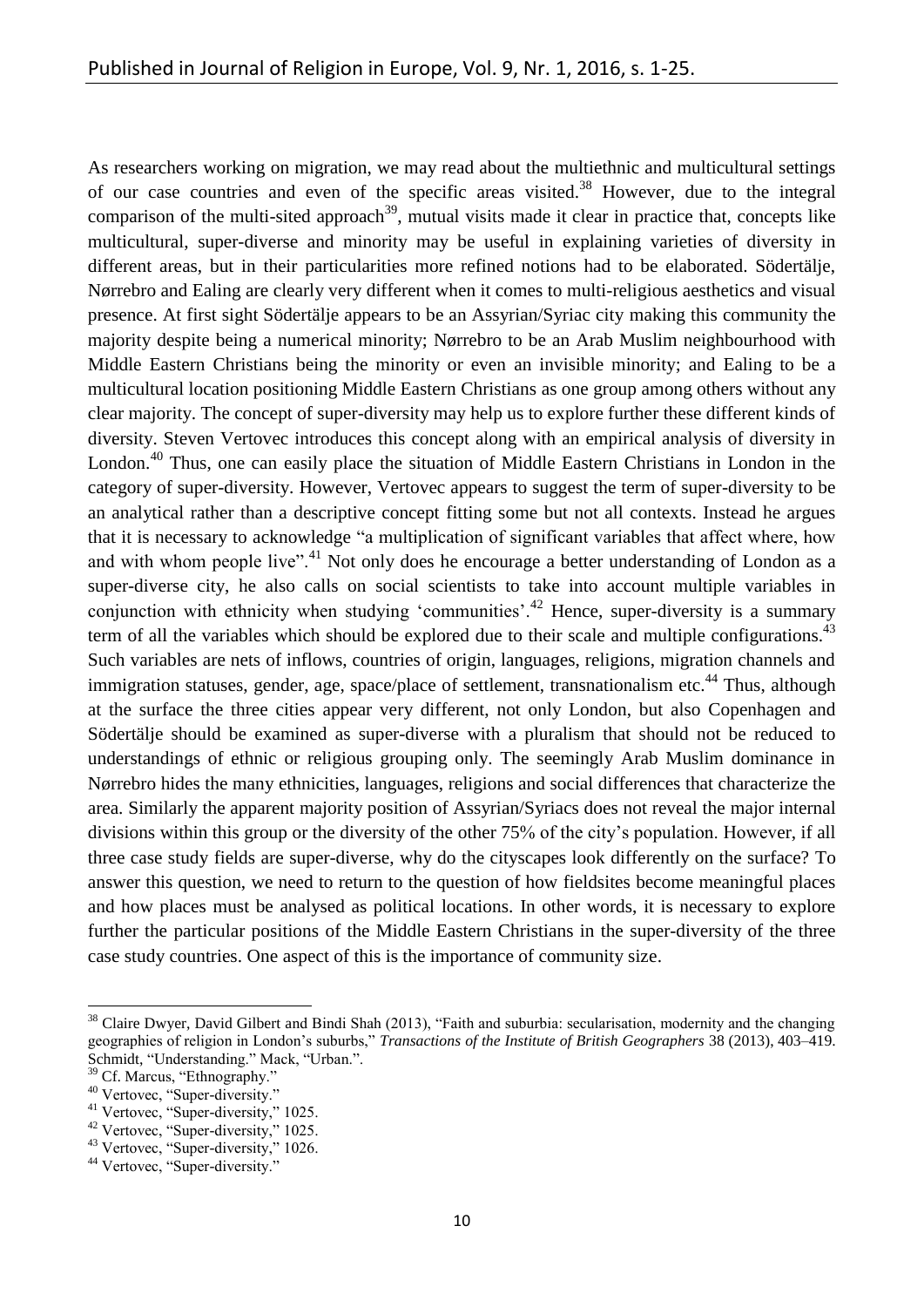As researchers working on migration, we may read about the multiethnic and multicultural settings of our case countries and even of the specific areas visited.[38] However, due to the integral comparison of the multi-sited approach[39], mutual visits made it clear in practice that, concepts like multicultural, super-diverse and minority may be useful in explaining varieties of diversity in different areas, but in their particularities more refined notions had to be elaborated. Södertälje, Nørrebro and Ealing are clearly very different when it comes to multi-religious aesthetics and visual presence. At first sight Södertälje appears to be an Assyrian/Syriac city making this community the majority despite being a numerical minority; Nørrebro to be an Arab Muslim neighbourhood with Middle Eastern Christians being the minority or even an invisible minority; and Ealing to be a multicultural location positioning Middle Eastern Christians as one group among others without any clear majority. The concept of super-diversity may help us to explore further these different kinds of diversity. Steven Vertovec introduces this concept along with an empirical analysis of diversity in London.[40] Thus, one can easily place the situation of Middle Eastern Christians in London in the category of super-diversity. However, Vertovec appears to suggest the term of super-diversity to be an analytical rather than a descriptive concept fitting some but not all contexts. Instead he argues that it is necessary to acknowledge "a multiplication of significant variables that affect where, how and with whom people live".[41] Not only does he encourage a better understanding of London as a super-diverse city, he also calls on social scientists to take into account multiple variables in conjunction with ethnicity when studying 'communities'.[42] Hence, super-diversity is a summary term of all the variables which should be explored due to their scale and multiple configurations.[43] Such variables are nets of inflows, countries of origin, languages, religions, migration channels and immigration statuses, gender, age, space/place of settlement, transnationalism etc.[44] Thus, although at the surface the three cities appear very different, not only London, but also Copenhagen and Södertälje should be examined as super-diverse with a pluralism that should not be reduced to understandings of ethnic or religious grouping only. The seemingly Arab Muslim dominance in Nørrebro hides the many ethnicities, languages, religions and social differences that characterize the area. Similarly the apparent majority position of Assyrian/Syriacs does not reveal the major internal divisions within this group or the diversity of the other 75% of the city's population. However, if all three case study fields are super-diverse, why do the cityscapes look differently on the surface? To answer this question, we need to return to the question of how fieldsites become meaningful places and how places must be analysed as political locations. In other words, it is necessary to explore further the particular positions of the Middle Eastern Christians in the super-diversity of the three case study countries. One aspect of this is the importance of community size.

---

[38] Claire Dwyer, David Gilbert and Bindi Shah (2013), "Faith and suburbia: secularisation, modernity and the changing geographies of religion in London's suburbs," *Transactions of the Institute of British Geographers* 38 (2013), 403–419. Schmidt, "Understanding." Mack, "Urban.".

[39] Cf. Marcus, "Ethnography."

[40] Vertovec, "Super-diversity."

[41] Vertovec, "Super-diversity," 1025.

[42] Vertovec, "Super-diversity," 1025.

[43] Vertovec, "Super-diversity," 1026.

[44] Vertovec, "Super-diversity."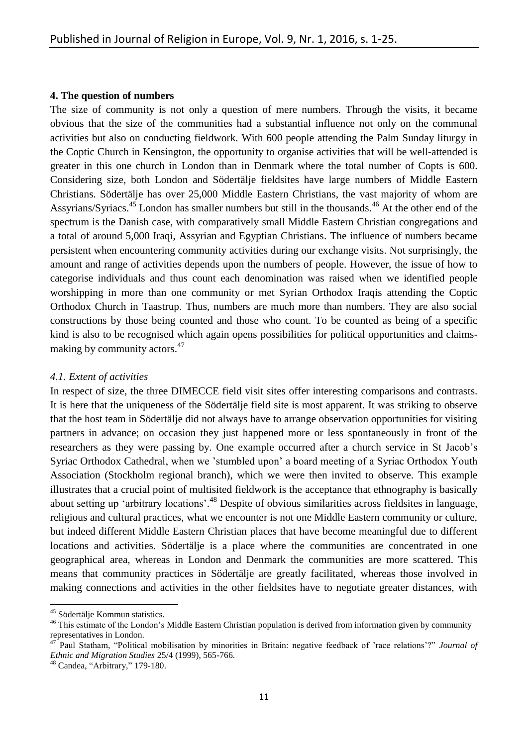### 4. The question of numbers

The size of community is not only a question of mere numbers. Through the visits, it became obvious that the size of the communities had a substantial influence not only on the communal activities but also on conducting fieldwork. With 600 people attending the Palm Sunday liturgy in the Coptic Church in Kensington, the opportunity to organise activities that will be well-attended is greater in this one church in London than in Denmark where the total number of Copts is 600. Considering size, both London and Södertälje fieldsites have large numbers of Middle Eastern Christians. Södertälje has over 25,000 Middle Eastern Christians, the vast majority of whom are Assyrians/Syriacs.[45] London has smaller numbers but still in the thousands.[46] At the other end of the spectrum is the Danish case, with comparatively small Middle Eastern Christian congregations and a total of around 5,000 Iraqi, Assyrian and Egyptian Christians. The influence of numbers became persistent when encountering community activities during our exchange visits. Not surprisingly, the amount and range of activities depends upon the numbers of people. However, the issue of how to categorise individuals and thus count each denomination was raised when we identified people worshipping in more than one community or met Syrian Orthodox Iraqis attending the Coptic Orthodox Church in Taastrup. Thus, numbers are much more than numbers. They are also social constructions by those being counted and those who count. To be counted as being of a specific kind is also to be recognised which again opens possibilities for political opportunities and claims-making by community actors.[47]

#### *4.1. Extent of activities*

In respect of size, the three DIMECCE field visit sites offer interesting comparisons and contrasts. It is here that the uniqueness of the Södertälje field site is most apparent. It was striking to observe that the host team in Södertälje did not always have to arrange observation opportunities for visiting partners in advance; on occasion they just happened more or less spontaneously in front of the researchers as they were passing by. One example occurred after a church service in St Jacob's Syriac Orthodox Cathedral, when we 'stumbled upon' a board meeting of a Syriac Orthodox Youth Association (Stockholm regional branch), which we were then invited to observe. This example illustrates that a crucial point of multisited fieldwork is the acceptance that ethnography is basically about setting up 'arbitrary locations'.[48] Despite of obvious similarities across fieldsites in language, religious and cultural practices, what we encounter is not one Middle Eastern community or culture, but indeed different Middle Eastern Christian places that have become meaningful due to different locations and activities. Södertälje is a place where the communities are concentrated in one geographical area, whereas in London and Denmark the communities are more scattered. This means that community practices in Södertälje are greatly facilitated, whereas those involved in making connections and activities in the other fieldsites have to negotiate greater distances, with

---

[45] Södertälje Kommun statistics.

[46] This estimate of the London's Middle Eastern Christian population is derived from information given by community representatives in London.

[47] Paul Statham, "Political mobilisation by minorities in Britain: negative feedback of 'race relations'?" *Journal of Ethnic and Migration Studies* 25/4 (1999), 565-766.

[48] Candea, "Arbitrary," 179-180.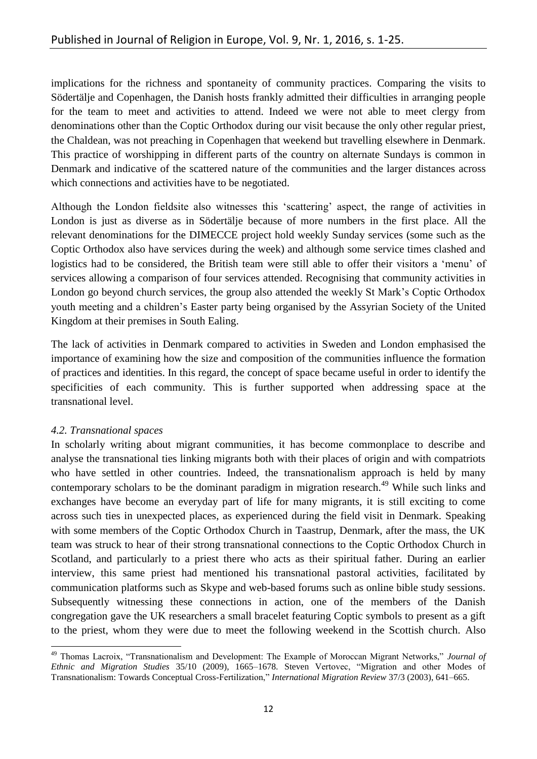implications for the richness and spontaneity of community practices. Comparing the visits to Södertälje and Copenhagen, the Danish hosts frankly admitted their difficulties in arranging people for the team to meet and activities to attend. Indeed we were not able to meet clergy from denominations other than the Coptic Orthodox during our visit because the only other regular priest, the Chaldean, was not preaching in Copenhagen that weekend but travelling elsewhere in Denmark. This practice of worshipping in different parts of the country on alternate Sundays is common in Denmark and indicative of the scattered nature of the communities and the larger distances across which connections and activities have to be negotiated.

Although the London fieldsite also witnesses this 'scattering' aspect, the range of activities in London is just as diverse as in Södertälje because of more numbers in the first place. All the relevant denominations for the DIMECCE project hold weekly Sunday services (some such as the Coptic Orthodox also have services during the week) and although some service times clashed and logistics had to be considered, the British team were still able to offer their visitors a 'menu' of services allowing a comparison of four services attended. Recognising that community activities in London go beyond church services, the group also attended the weekly St Mark's Coptic Orthodox youth meeting and a children's Easter party being organised by the Assyrian Society of the United Kingdom at their premises in South Ealing.

The lack of activities in Denmark compared to activities in Sweden and London emphasised the importance of examining how the size and composition of the communities influence the formation of practices and identities. In this regard, the concept of space became useful in order to identify the specificities of each community. This is further supported when addressing space at the transnational level.

### *4.2. Transnational spaces*

In scholarly writing about migrant communities, it has become commonplace to describe and analyse the transnational ties linking migrants both with their places of origin and with compatriots who have settled in other countries. Indeed, the transnationalism approach is held by many contemporary scholars to be the dominant paradigm in migration research.[49] While such links and exchanges have become an everyday part of life for many migrants, it is still exciting to come across such ties in unexpected places, as experienced during the field visit in Denmark. Speaking with some members of the Coptic Orthodox Church in Taastrup, Denmark, after the mass, the UK team was struck to hear of their strong transnational connections to the Coptic Orthodox Church in Scotland, and particularly to a priest there who acts as their spiritual father. During an earlier interview, this same priest had mentioned his transnational pastoral activities, facilitated by communication platforms such as Skype and web-based forums such as online bible study sessions. Subsequently witnessing these connections in action, one of the members of the Danish congregation gave the UK researchers a small bracelet featuring Coptic symbols to present as a gift to the priest, whom they were due to meet the following weekend in the Scottish church. Also

---

[49] Thomas Lacroix, "Transnationalism and Development: The Example of Moroccan Migrant Networks," *Journal of Ethnic and Migration Studies* 35/10 (2009), 1665–1678. Steven Vertovec, "Migration and other Modes of Transnationalism: Towards Conceptual Cross-Fertilization," *International Migration Review* 37/3 (2003), 641–665.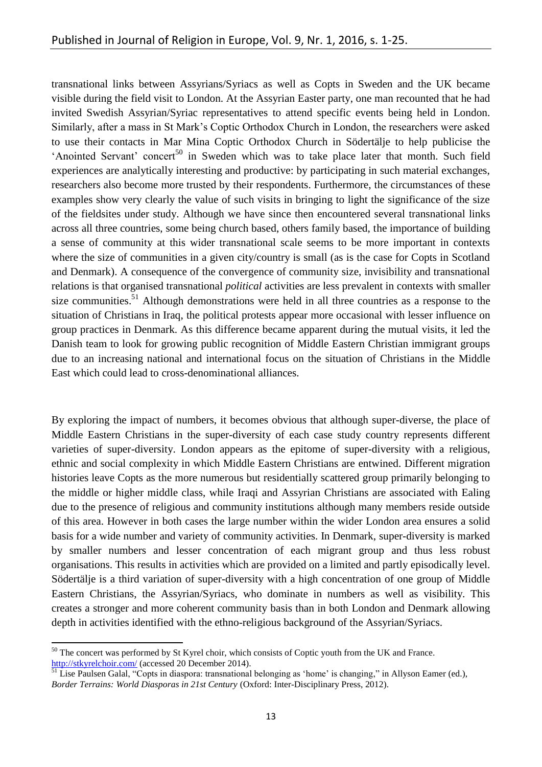transnational links between Assyrians/Syriacs as well as Copts in Sweden and the UK became visible during the field visit to London. At the Assyrian Easter party, one man recounted that he had invited Swedish Assyrian/Syriac representatives to attend specific events being held in London. Similarly, after a mass in St Mark's Coptic Orthodox Church in London, the researchers were asked to use their contacts in Mar Mina Coptic Orthodox Church in Södertälje to help publicise the 'Anointed Servant' concert[50] in Sweden which was to take place later that month. Such field experiences are analytically interesting and productive: by participating in such material exchanges, researchers also become more trusted by their respondents. Furthermore, the circumstances of these examples show very clearly the value of such visits in bringing to light the significance of the size of the fieldsites under study. Although we have since then encountered several transnational links across all three countries, some being church based, others family based, the importance of building a sense of community at this wider transnational scale seems to be more important in contexts where the size of communities in a given city/country is small (as is the case for Copts in Scotland and Denmark). A consequence of the convergence of community size, invisibility and transnational relations is that organised transnational *political* activities are less prevalent in contexts with smaller size communities.[51] Although demonstrations were held in all three countries as a response to the situation of Christians in Iraq, the political protests appear more occasional with lesser influence on group practices in Denmark. As this difference became apparent during the mutual visits, it led the Danish team to look for growing public recognition of Middle Eastern Christian immigrant groups due to an increasing national and international focus on the situation of Christians in the Middle East which could lead to cross-denominational alliances.

By exploring the impact of numbers, it becomes obvious that although super-diverse, the place of Middle Eastern Christians in the super-diversity of each case study country represents different varieties of super-diversity. London appears as the epitome of super-diversity with a religious, ethnic and social complexity in which Middle Eastern Christians are entwined. Different migration histories leave Copts as the more numerous but residentially scattered group primarily belonging to the middle or higher middle class, while Iraqi and Assyrian Christians are associated with Ealing due to the presence of religious and community institutions although many members reside outside of this area. However in both cases the large number within the wider London area ensures a solid basis for a wide number and variety of community activities. In Denmark, super-diversity is marked by smaller numbers and lesser concentration of each migrant group and thus less robust organisations. This results in activities which are provided on a limited and partly episodically level. Södertälje is a third variation of super-diversity with a high concentration of one group of Middle Eastern Christians, the Assyrian/Syriacs, who dominate in numbers as well as visibility. This creates a stronger and more coherent community basis than in both London and Denmark allowing depth in activities identified with the ethno-religious background of the Assyrian/Syriacs.

[50] The concert was performed by St Kyrel choir, which consists of Coptic youth from the UK and France. http://stkyrelchoir.com/ (accessed 20 December 2014).

[51] Lise Paulsen Galal, "Copts in diaspora: transnational belonging as 'home' is changing," in Allyson Eamer (ed.), *Border Terrains: World Diasporas in 21st Century* (Oxford: Inter-Disciplinary Press, 2012).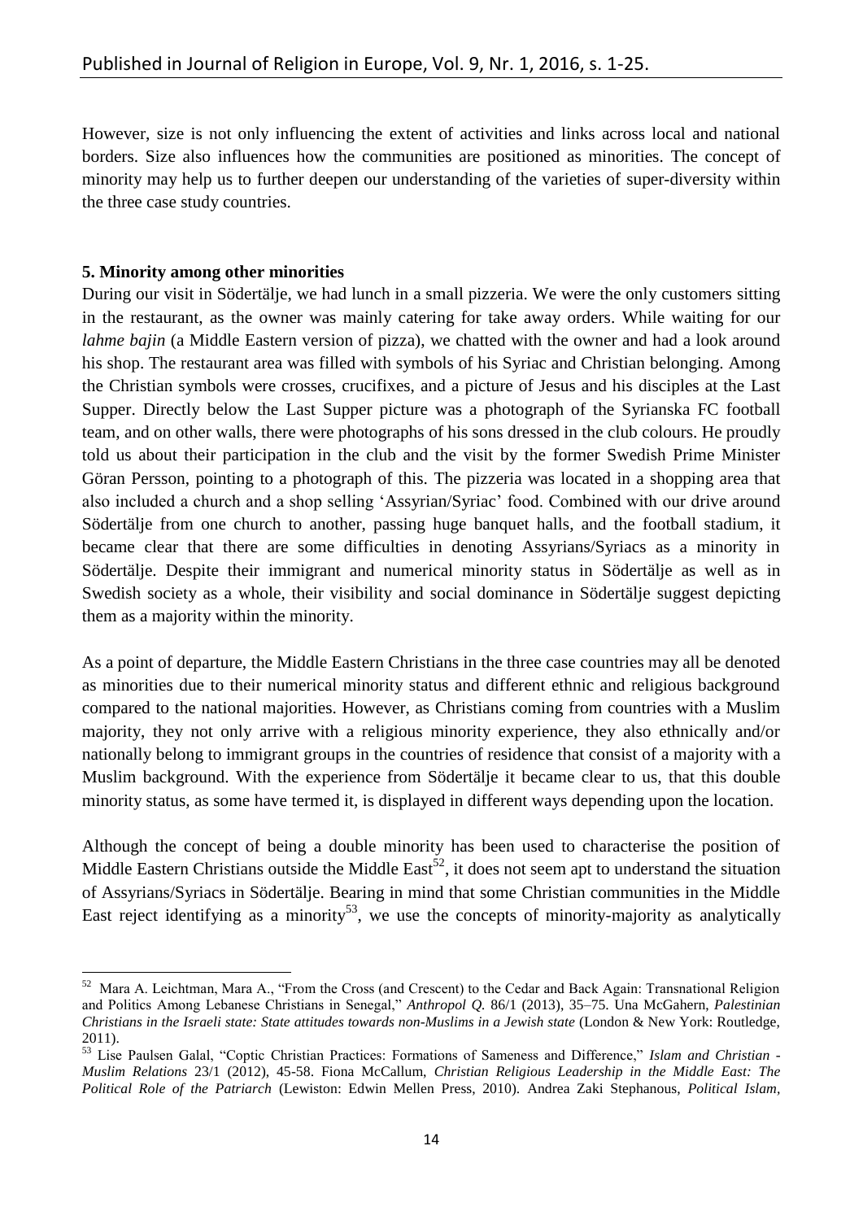However, size is not only influencing the extent of activities and links across local and national borders. Size also influences how the communities are positioned as minorities. The concept of minority may help us to further deepen our understanding of the varieties of super-diversity within the three case study countries.

## 5. Minority among other minorities

During our visit in Södertälje, we had lunch in a small pizzeria. We were the only customers sitting in the restaurant, as the owner was mainly catering for take away orders. While waiting for our *lahme bajin* (a Middle Eastern version of pizza), we chatted with the owner and had a look around his shop. The restaurant area was filled with symbols of his Syriac and Christian belonging. Among the Christian symbols were crosses, crucifixes, and a picture of Jesus and his disciples at the Last Supper. Directly below the Last Supper picture was a photograph of the Syrianska FC football team, and on other walls, there were photographs of his sons dressed in the club colours. He proudly told us about their participation in the club and the visit by the former Swedish Prime Minister Göran Persson, pointing to a photograph of this. The pizzeria was located in a shopping area that also included a church and a shop selling 'Assyrian/Syriac' food. Combined with our drive around Södertälje from one church to another, passing huge banquet halls, and the football stadium, it became clear that there are some difficulties in denoting Assyrians/Syriacs as a minority in Södertälje. Despite their immigrant and numerical minority status in Södertälje as well as in Swedish society as a whole, their visibility and social dominance in Södertälje suggest depicting them as a majority within the minority.

As a point of departure, the Middle Eastern Christians in the three case countries may all be denoted as minorities due to their numerical minority status and different ethnic and religious background compared to the national majorities. However, as Christians coming from countries with a Muslim majority, they not only arrive with a religious minority experience, they also ethnically and/or nationally belong to immigrant groups in the countries of residence that consist of a majority with a Muslim background. With the experience from Södertälje it became clear to us, that this double minority status, as some have termed it, is displayed in different ways depending upon the location.

Although the concept of being a double minority has been used to characterise the position of Middle Eastern Christians outside the Middle East[52], it does not seem apt to understand the situation of Assyrians/Syriacs in Södertälje. Bearing in mind that some Christian communities in the Middle East reject identifying as a minority[53], we use the concepts of minority-majority as analytically

---

[52] Mara A. Leichtman, Mara A., "From the Cross (and Crescent) to the Cedar and Back Again: Transnational Religion and Politics Among Lebanese Christians in Senegal," *Anthropol Q.* 86/1 (2013), 35–75. Una McGahern, *Palestinian Christians in the Israeli state: State attitudes towards non-Muslims in a Jewish state* (London & New York: Routledge, 2011).

[53] Lise Paulsen Galal, "Coptic Christian Practices: Formations of Sameness and Difference," *Islam and Christian - Muslim Relations* 23/1 (2012), 45-58. Fiona McCallum, *Christian Religious Leadership in the Middle East: The Political Role of the Patriarch* (Lewiston: Edwin Mellen Press, 2010). Andrea Zaki Stephanous, *Political Islam,*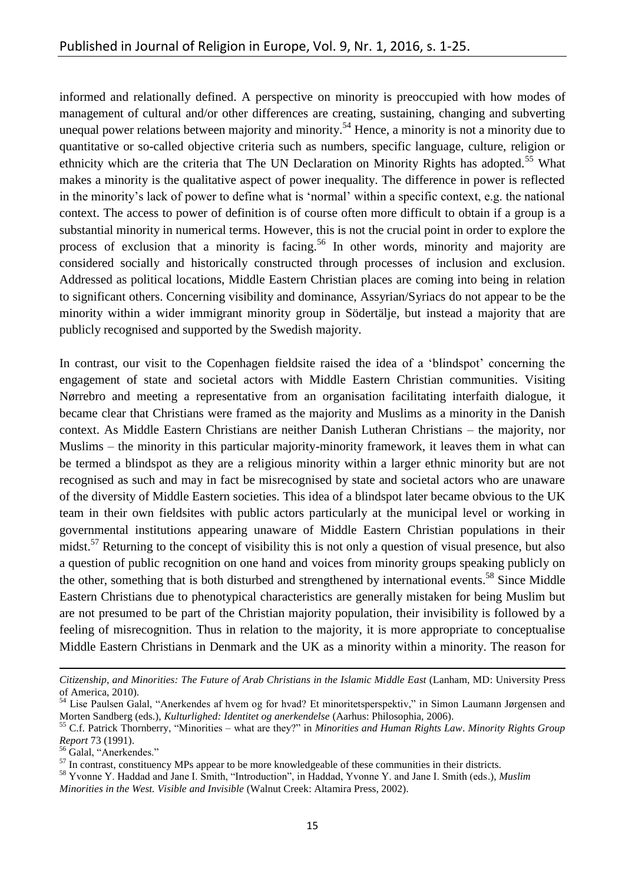informed and relationally defined. A perspective on minority is preoccupied with how modes of management of cultural and/or other differences are creating, sustaining, changing and subverting unequal power relations between majority and minority.[54] Hence, a minority is not a minority due to quantitative or so-called objective criteria such as numbers, specific language, culture, religion or ethnicity which are the criteria that The UN Declaration on Minority Rights has adopted.[55] What makes a minority is the qualitative aspect of power inequality. The difference in power is reflected in the minority's lack of power to define what is 'normal' within a specific context, e.g. the national context. The access to power of definition is of course often more difficult to obtain if a group is a substantial minority in numerical terms. However, this is not the crucial point in order to explore the process of exclusion that a minority is facing.[56] In other words, minority and majority are considered socially and historically constructed through processes of inclusion and exclusion. Addressed as political locations, Middle Eastern Christian places are coming into being in relation to significant others. Concerning visibility and dominance, Assyrian/Syriacs do not appear to be the minority within a wider immigrant minority group in Södertälje, but instead a majority that are publicly recognised and supported by the Swedish majority.

In contrast, our visit to the Copenhagen fieldsite raised the idea of a 'blindspot' concerning the engagement of state and societal actors with Middle Eastern Christian communities. Visiting Nørrebro and meeting a representative from an organisation facilitating interfaith dialogue, it became clear that Christians were framed as the majority and Muslims as a minority in the Danish context. As Middle Eastern Christians are neither Danish Lutheran Christians – the majority, nor Muslims – the minority in this particular majority-minority framework, it leaves them in what can be termed a blindspot as they are a religious minority within a larger ethnic minority but are not recognised as such and may in fact be misrecognised by state and societal actors who are unaware of the diversity of Middle Eastern societies. This idea of a blindspot later became obvious to the UK team in their own fieldsites with public actors particularly at the municipal level or working in governmental institutions appearing unaware of Middle Eastern Christian populations in their midst.[57] Returning to the concept of visibility this is not only a question of visual presence, but also a question of public recognition on one hand and voices from minority groups speaking publicly on the other, something that is both disturbed and strengthened by international events.[58] Since Middle Eastern Christians due to phenotypical characteristics are generally mistaken for being Muslim but are not presumed to be part of the Christian majority population, their invisibility is followed by a feeling of misrecognition. Thus in relation to the majority, it is more appropriate to conceptualise Middle Eastern Christians in Denmark and the UK as a minority within a minority. The reason for

---

*Citizenship, and Minorities: The Future of Arab Christians in the Islamic Middle East* (Lanham, MD: University Press of America, 2010).

[54] Lise Paulsen Galal, "Anerkendes af hvem og for hvad? Et minoritetsperspektiv," in Simon Laumann Jørgensen and Morten Sandberg (eds.), *Kulturlighed: Identitet og anerkendelse* (Aarhus: Philosophia, 2006).

[55] C.f. Patrick Thornberry, "Minorities – what are they?" in *Minorities and Human Rights Law*. *Minority Rights Group Report* 73 (1991).

[56] Galal, "Anerkendes."

[57] In contrast, constituency MPs appear to be more knowledgeable of these communities in their districts.

[58] Yvonne Y. Haddad and Jane I. Smith, "Introduction", in Haddad, Yvonne Y. and Jane I. Smith (eds.), *Muslim Minorities in the West. Visible and Invisible* (Walnut Creek: Altamira Press, 2002).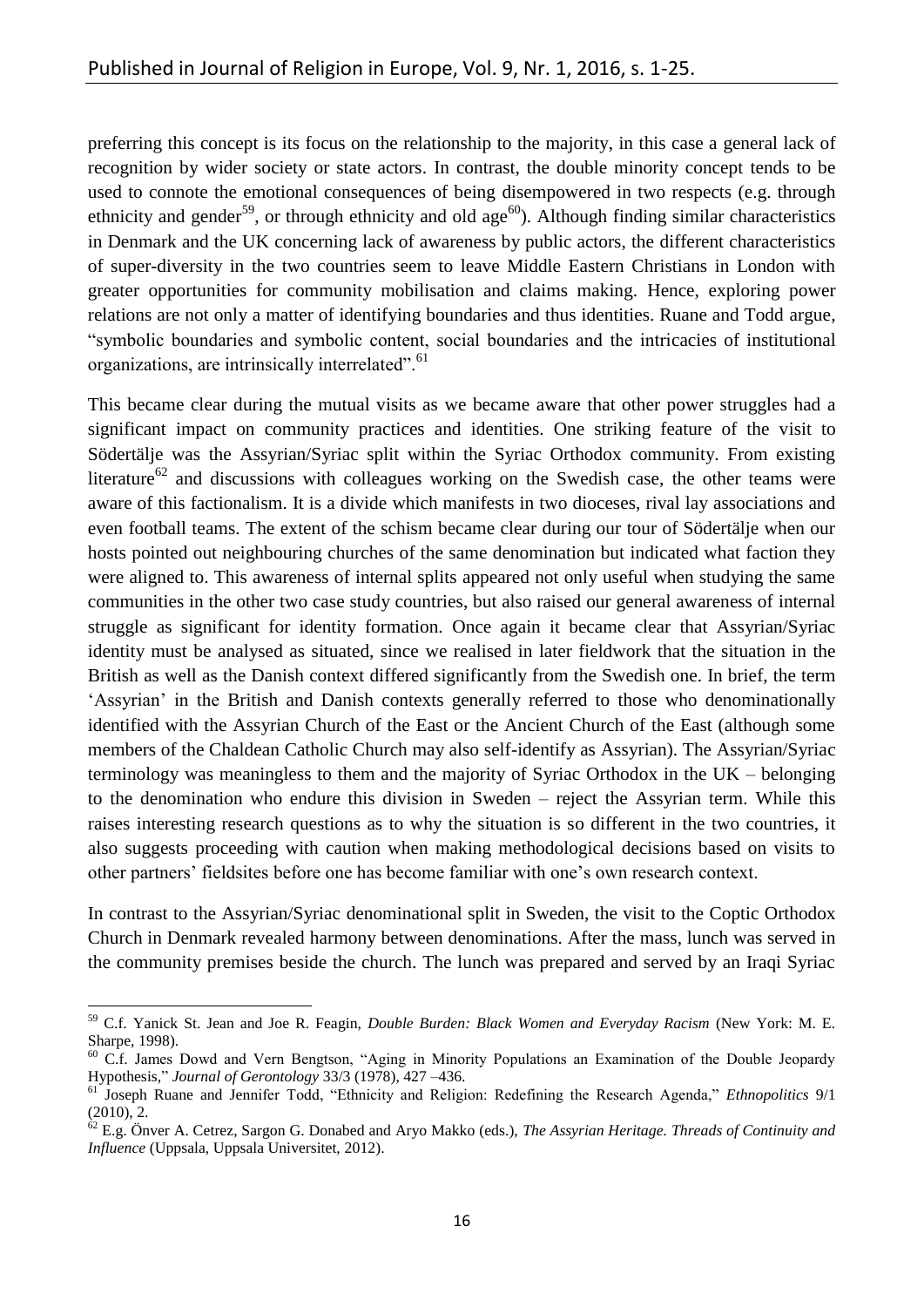preferring this concept is its focus on the relationship to the majority, in this case a general lack of recognition by wider society or state actors. In contrast, the double minority concept tends to be used to connote the emotional consequences of being disempowered in two respects (e.g. through ethnicity and gender[59], or through ethnicity and old age[60]). Although finding similar characteristics in Denmark and the UK concerning lack of awareness by public actors, the different characteristics of super-diversity in the two countries seem to leave Middle Eastern Christians in London with greater opportunities for community mobilisation and claims making. Hence, exploring power relations are not only a matter of identifying boundaries and thus identities. Ruane and Todd argue, "symbolic boundaries and symbolic content, social boundaries and the intricacies of institutional organizations, are intrinsically interrelated".[61]

This became clear during the mutual visits as we became aware that other power struggles had a significant impact on community practices and identities. One striking feature of the visit to Södertälje was the Assyrian/Syriac split within the Syriac Orthodox community. From existing literature[62] and discussions with colleagues working on the Swedish case, the other teams were aware of this factionalism. It is a divide which manifests in two dioceses, rival lay associations and even football teams. The extent of the schism became clear during our tour of Södertälje when our hosts pointed out neighbouring churches of the same denomination but indicated what faction they were aligned to. This awareness of internal splits appeared not only useful when studying the same communities in the other two case study countries, but also raised our general awareness of internal struggle as significant for identity formation. Once again it became clear that Assyrian/Syriac identity must be analysed as situated, since we realised in later fieldwork that the situation in the British as well as the Danish context differed significantly from the Swedish one. In brief, the term 'Assyrian' in the British and Danish contexts generally referred to those who denominationally identified with the Assyrian Church of the East or the Ancient Church of the East (although some members of the Chaldean Catholic Church may also self-identify as Assyrian). The Assyrian/Syriac terminology was meaningless to them and the majority of Syriac Orthodox in the UK – belonging to the denomination who endure this division in Sweden – reject the Assyrian term. While this raises interesting research questions as to why the situation is so different in the two countries, it also suggests proceeding with caution when making methodological decisions based on visits to other partners' fieldsites before one has become familiar with one's own research context.

In contrast to the Assyrian/Syriac denominational split in Sweden, the visit to the Coptic Orthodox Church in Denmark revealed harmony between denominations. After the mass, lunch was served in the community premises beside the church. The lunch was prepared and served by an Iraqi Syriac

---

[59] C.f. Yanick St. Jean and Joe R. Feagin, *Double Burden: Black Women and Everyday Racism* (New York: M. E. Sharpe, 1998).

[60] C.f. James Dowd and Vern Bengtson, "Aging in Minority Populations an Examination of the Double Jeopardy Hypothesis," *Journal of Gerontology* 33/3 (1978), 427 –436.

[61] Joseph Ruane and Jennifer Todd, "Ethnicity and Religion: Redefining the Research Agenda," *Ethnopolitics* 9/1 (2010), 2.

[62] E.g. Önver A. Cetrez, Sargon G. Donabed and Aryo Makko (eds.), *The Assyrian Heritage. Threads of Continuity and Influence* (Uppsala, Uppsala Universitet, 2012).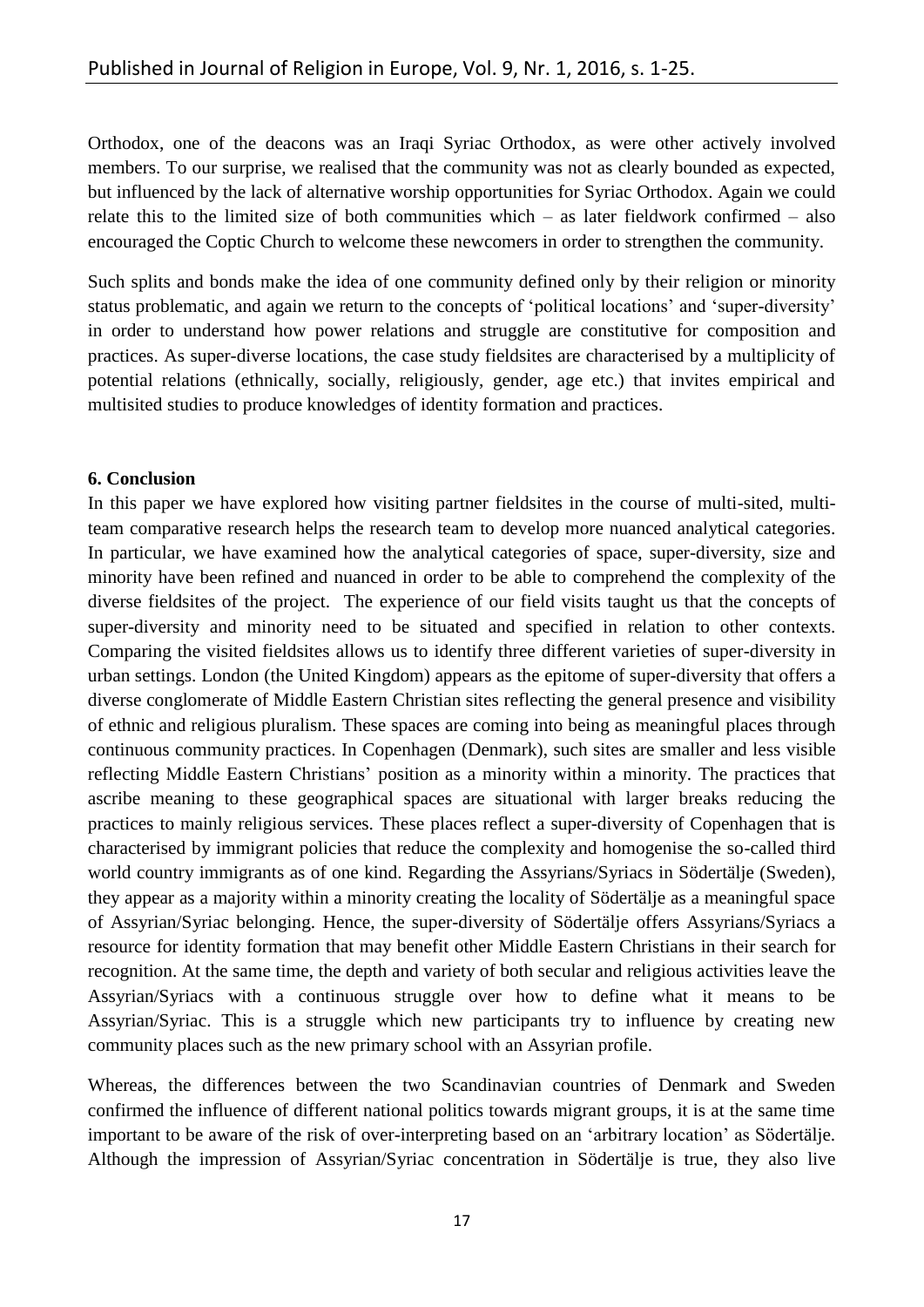Orthodox, one of the deacons was an Iraqi Syriac Orthodox, as were other actively involved members. To our surprise, we realised that the community was not as clearly bounded as expected, but influenced by the lack of alternative worship opportunities for Syriac Orthodox. Again we could relate this to the limited size of both communities which – as later fieldwork confirmed – also encouraged the Coptic Church to welcome these newcomers in order to strengthen the community.

Such splits and bonds make the idea of one community defined only by their religion or minority status problematic, and again we return to the concepts of 'political locations' and 'super-diversity' in order to understand how power relations and struggle are constitutive for composition and practices. As super-diverse locations, the case study fieldsites are characterised by a multiplicity of potential relations (ethnically, socially, religiously, gender, age etc.) that invites empirical and multisited studies to produce knowledges of identity formation and practices.

## 6. Conclusion

In this paper we have explored how visiting partner fieldsites in the course of multi-sited, multi-team comparative research helps the research team to develop more nuanced analytical categories. In particular, we have examined how the analytical categories of space, super-diversity, size and minority have been refined and nuanced in order to be able to comprehend the complexity of the diverse fieldsites of the project. The experience of our field visits taught us that the concepts of super-diversity and minority need to be situated and specified in relation to other contexts. Comparing the visited fieldsites allows us to identify three different varieties of super-diversity in urban settings. London (the United Kingdom) appears as the epitome of super-diversity that offers a diverse conglomerate of Middle Eastern Christian sites reflecting the general presence and visibility of ethnic and religious pluralism. These spaces are coming into being as meaningful places through continuous community practices. In Copenhagen (Denmark), such sites are smaller and less visible reflecting Middle Eastern Christians' position as a minority within a minority. The practices that ascribe meaning to these geographical spaces are situational with larger breaks reducing the practices to mainly religious services. These places reflect a super-diversity of Copenhagen that is characterised by immigrant policies that reduce the complexity and homogenise the so-called third world country immigrants as of one kind. Regarding the Assyrians/Syriacs in Södertälje (Sweden), they appear as a majority within a minority creating the locality of Södertälje as a meaningful space of Assyrian/Syriac belonging. Hence, the super-diversity of Södertälje offers Assyrians/Syriacs a resource for identity formation that may benefit other Middle Eastern Christians in their search for recognition. At the same time, the depth and variety of both secular and religious activities leave the Assyrian/Syriacs with a continuous struggle over how to define what it means to be Assyrian/Syriac. This is a struggle which new participants try to influence by creating new community places such as the new primary school with an Assyrian profile.

Whereas, the differences between the two Scandinavian countries of Denmark and Sweden confirmed the influence of different national politics towards migrant groups, it is at the same time important to be aware of the risk of over-interpreting based on an 'arbitrary location' as Södertälje. Although the impression of Assyrian/Syriac concentration in Södertälje is true, they also live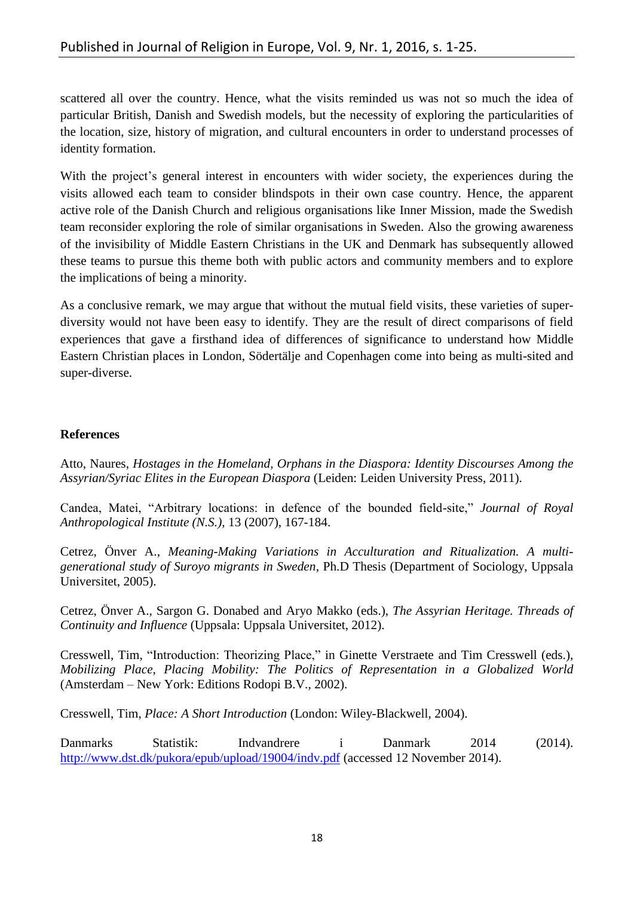scattered all over the country. Hence, what the visits reminded us was not so much the idea of particular British, Danish and Swedish models, but the necessity of exploring the particularities of the location, size, history of migration, and cultural encounters in order to understand processes of identity formation.

With the project's general interest in encounters with wider society, the experiences during the visits allowed each team to consider blindspots in their own case country. Hence, the apparent active role of the Danish Church and religious organisations like Inner Mission, made the Swedish team reconsider exploring the role of similar organisations in Sweden. Also the growing awareness of the invisibility of Middle Eastern Christians in the UK and Denmark has subsequently allowed these teams to pursue this theme both with public actors and community members and to explore the implications of being a minority.

As a conclusive remark, we may argue that without the mutual field visits, these varieties of super-diversity would not have been easy to identify. They are the result of direct comparisons of field experiences that gave a firsthand idea of differences of significance to understand how Middle Eastern Christian places in London, Södertälje and Copenhagen come into being as multi-sited and super-diverse.

**References**

Atto, Naures, *Hostages in the Homeland, Orphans in the Diaspora: Identity Discourses Among the Assyrian/Syriac Elites in the European Diaspora* (Leiden: Leiden University Press, 2011).

Candea, Matei, "Arbitrary locations: in defence of the bounded field-site," *Journal of Royal Anthropological Institute (N.S.)*, 13 (2007), 167-184.

Cetrez, Önver A., *Meaning-Making Variations in Acculturation and Ritualization. A multi-generational study of Suroyo migrants in Sweden*, Ph.D Thesis (Department of Sociology, Uppsala Universitet, 2005).

Cetrez, Önver A., Sargon G. Donabed and Aryo Makko (eds.), *The Assyrian Heritage. Threads of Continuity and Influence* (Uppsala: Uppsala Universitet, 2012).

Cresswell, Tim, "Introduction: Theorizing Place," in Ginette Verstraete and Tim Cresswell (eds.), *Mobilizing Place, Placing Mobility: The Politics of Representation in a Globalized World* (Amsterdam – New York: Editions Rodopi B.V., 2002).

Cresswell, Tim, *Place: A Short Introduction* (London: Wiley-Blackwell, 2004).

Danmarks Statistik: Indvandrere i Danmark 2014 (2014). http://www.dst.dk/pukora/epub/upload/19004/indv.pdf (accessed 12 November 2014).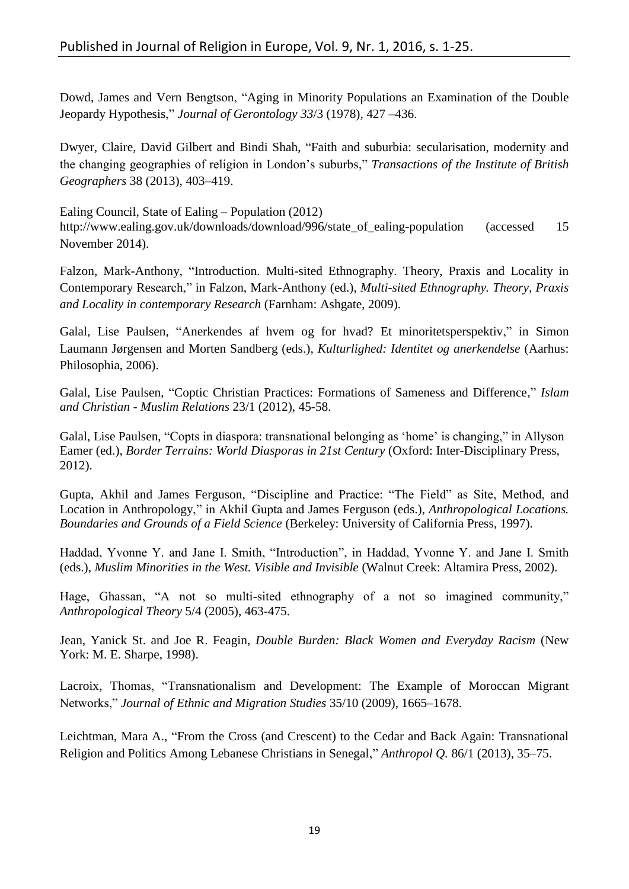Dowd, James and Vern Bengtson, "Aging in Minority Populations an Examination of the Double Jeopardy Hypothesis," *Journal of Gerontology 33*/3 (1978), 427 –436.

Dwyer, Claire, David Gilbert and Bindi Shah, "Faith and suburbia: secularisation, modernity and the changing geographies of religion in London's suburbs," *Transactions of the Institute of British Geographers* 38 (2013), 403–419.

Ealing Council, State of Ealing – Population (2012) http://www.ealing.gov.uk/downloads/download/996/state_of_ealing-population (accessed 15 November 2014).

Falzon, Mark-Anthony, "Introduction. Multi-sited Ethnography. Theory, Praxis and Locality in Contemporary Research," in Falzon, Mark-Anthony (ed.), *Multi-sited Ethnography. Theory, Praxis and Locality in contemporary Research* (Farnham: Ashgate, 2009).

Galal, Lise Paulsen, "Anerkendes af hvem og for hvad? Et minoritetsperspektiv," in Simon Laumann Jørgensen and Morten Sandberg (eds.), *Kulturlighed: Identitet og anerkendelse* (Aarhus: Philosophia, 2006).

Galal, Lise Paulsen, "Coptic Christian Practices: Formations of Sameness and Difference," *Islam and Christian - Muslim Relations* 23/1 (2012), 45-58.

Galal, Lise Paulsen, "Copts in diaspora: transnational belonging as 'home' is changing," in Allyson Eamer (ed.), *Border Terrains: World Diasporas in 21st Century* (Oxford: Inter-Disciplinary Press, 2012).

Gupta, Akhil and James Ferguson, "Discipline and Practice: "The Field" as Site, Method, and Location in Anthropology," in Akhil Gupta and James Ferguson (eds.), *Anthropological Locations. Boundaries and Grounds of a Field Science* (Berkeley: University of California Press, 1997).

Haddad, Yvonne Y. and Jane I. Smith, "Introduction", in Haddad, Yvonne Y. and Jane I. Smith (eds.), *Muslim Minorities in the West. Visible and Invisible* (Walnut Creek: Altamira Press, 2002).

Hage, Ghassan, "A not so multi-sited ethnography of a not so imagined community," *Anthropological Theory* 5/4 (2005), 463-475.

Jean, Yanick St. and Joe R. Feagin, *Double Burden: Black Women and Everyday Racism* (New York: M. E. Sharpe, 1998).

Lacroix, Thomas, "Transnationalism and Development: The Example of Moroccan Migrant Networks," *Journal of Ethnic and Migration Studies* 35/10 (2009), 1665–1678.

Leichtman, Mara A., "From the Cross (and Crescent) to the Cedar and Back Again: Transnational Religion and Politics Among Lebanese Christians in Senegal," *Anthropol Q.* 86/1 (2013), 35–75.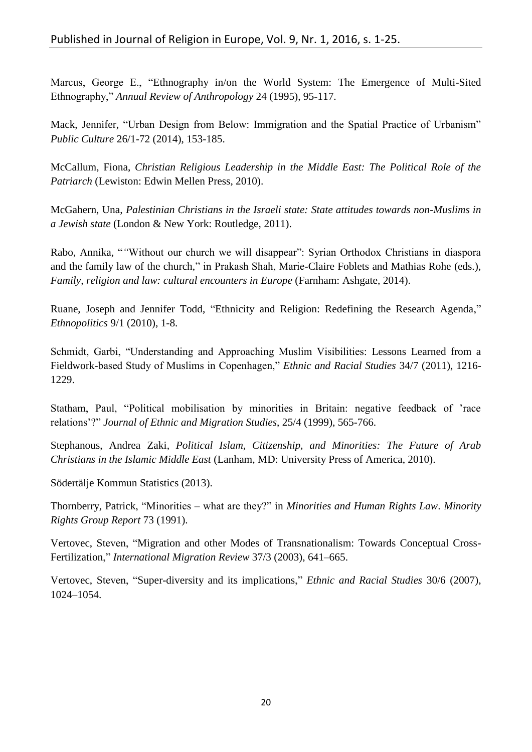Marcus, George E., “Ethnography in/on the World System: The Emergence of Multi-Sited Ethnography,” *Annual Review of Anthropology* 24 (1995), 95-117.

Mack, Jennifer, “Urban Design from Below: Immigration and the Spatial Practice of Urbanism” *Public Culture* 26/1-72 (2014), 153-185.

McCallum, Fiona, *Christian Religious Leadership in the Middle East: The Political Role of the Patriarch* (Lewiston: Edwin Mellen Press, 2010).

McGahern, Una, *Palestinian Christians in the Israeli state: State attitudes towards non-Muslims in a Jewish state* (London & New York: Routledge, 2011).

Rabo, Annika, ““Without our church we will disappear”: Syrian Orthodox Christians in diaspora and the family law of the church,” in Prakash Shah, Marie-Claire Foblets and Mathias Rohe (eds.), *Family, religion and law: cultural encounters in Europe* (Farnham: Ashgate, 2014).

Ruane, Joseph and Jennifer Todd, “Ethnicity and Religion: Redefining the Research Agenda,” *Ethnopolitics* 9/1 (2010), 1-8.

Schmidt, Garbi, “Understanding and Approaching Muslim Visibilities: Lessons Learned from a Fieldwork-based Study of Muslims in Copenhagen,” *Ethnic and Racial Studies* 34/7 (2011), 1216-1229.

Statham, Paul, “Political mobilisation by minorities in Britain: negative feedback of ’race relations’?” *Journal of Ethnic and Migration Studies*, 25/4 (1999), 565-766.

Stephanous, Andrea Zaki, *Political Islam, Citizenship, and Minorities: The Future of Arab Christians in the Islamic Middle East* (Lanham, MD: University Press of America, 2010).

Södertälje Kommun Statistics (2013).

Thornberry, Patrick, “Minorities – what are they?” in *Minorities and Human Rights Law*. *Minority Rights Group Report* 73 (1991).

Vertovec, Steven, “Migration and other Modes of Transnationalism: Towards Conceptual Cross-Fertilization,” *International Migration Review* 37/3 (2003), 641–665.

Vertovec, Steven, “Super-diversity and its implications,” *Ethnic and Racial Studies* 30/6 (2007), 1024–1054.